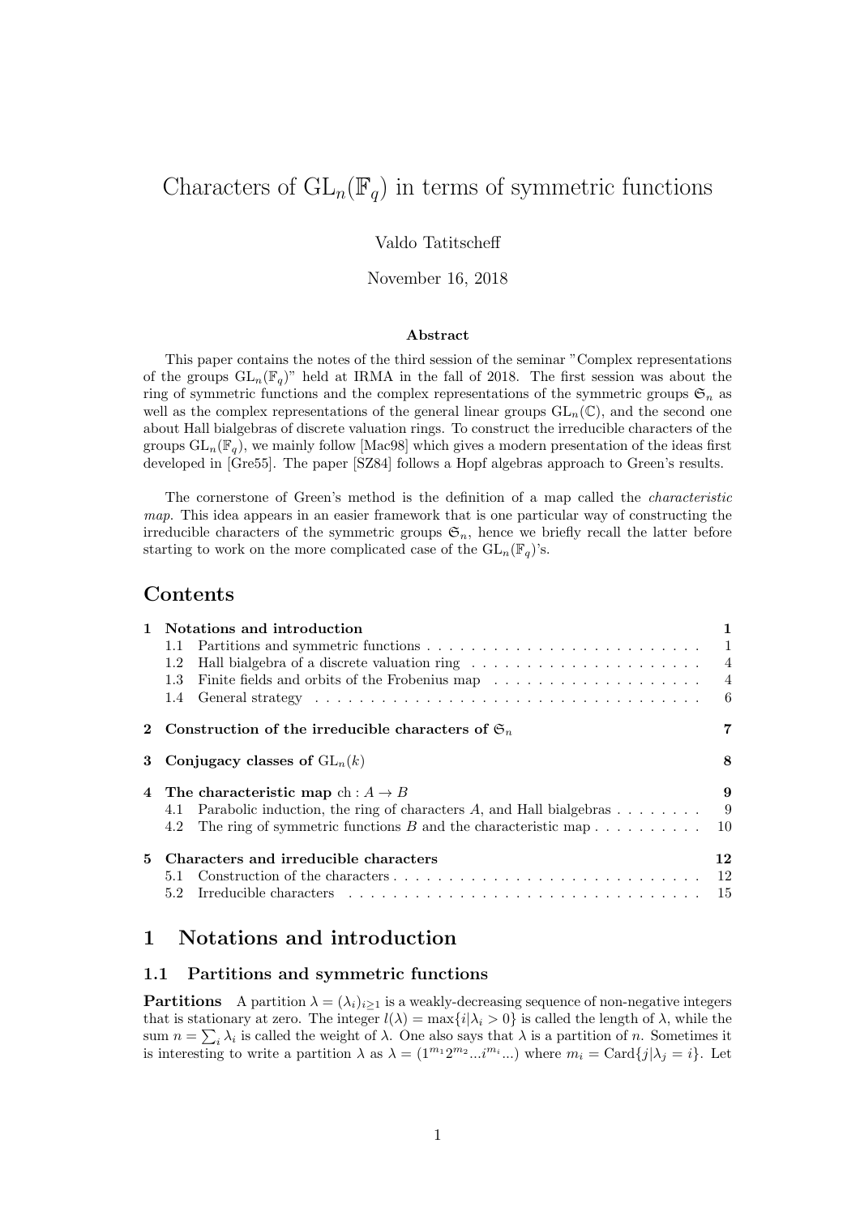# Characters of $\mathrm{GL}_n(\mathbb{F}_q)$ in terms of symmetric functions

Valdo Tatitscheff

November 16, 2018

**Abstract**

This paper contains the notes of the third session of the seminar "Complex representations of the groups $\mathrm{GL}_n(\mathbb{F}_q)$" held at IRMA in the fall of 2018. The first session was about the ring of symmetric functions and the complex representations of the symmetric groups $\mathfrak{S}_n$ as well as the complex representations of the general linear groups $\mathrm{GL}_n(\mathbb{C})$, and the second one about Hall bialgebras of discrete valuation rings. To construct the irreducible characters of the groups $\mathrm{GL}_n(\mathbb{F}_q)$, we mainly follow [Mac98] which gives a modern presentation of the ideas first developed in [Gre55]. The paper [SZ84] follows a Hopf algebras approach to Green's results.

The cornerstone of Green's method is the definition of a map called the *characteristic map*. This idea appears in an easier framework that is one particular way of constructing the irreducible characters of the symmetric groups $\mathfrak{S}_n$, hence we briefly recall the latter before starting to work on the more complicated case of the $\mathrm{GL}_n(\mathbb{F}_q)$'s.

## Contents

- **1 Notations and introduction** — 1
  - 1.1 Partitions and symmetric functions — 1
  - 1.2 Hall bialgebra of a discrete valuation ring — 4
  - 1.3 Finite fields and orbits of the Frobenius map — 4
  - 1.4 General strategy — 6
- **2 Construction of the irreducible characters of $\mathfrak{S}_n$** — 7
- **3 Conjugacy classes of $\mathrm{GL}_n(k)$** — 8
- **4 The characteristic map $\mathrm{ch} : A \to B$** — 9
  - 4.1 Parabolic induction, the ring of characters $A$, and Hall bialgebras — 9
  - 4.2 The ring of symmetric functions $B$ and the characteristic map — 10
- **5 Characters and irreducible characters** — 12
  - 5.1 Construction of the characters — 12
  - 5.2 Irreducible characters — 15

## 1 Notations and introduction

### 1.1 Partitions and symmetric functions

**Partitions** A partition $\lambda = (\lambda_i)_{i\geq 1}$ is a weakly-decreasing sequence of non-negative integers that is stationary at zero. The integer $l(\lambda) = \max\{i|\lambda_i > 0\}$ is called the length of $\lambda$, while the sum $n = \sum_i \lambda_i$ is called the weight of $\lambda$. One also says that $\lambda$ is a partition of $n$. Sometimes it is interesting to write a partition $\lambda$ as $\lambda = (1^{m_1}2^{m_2}...i^{m_i}...)$ where $m_i = \mathrm{Card}\{j|\lambda_j = i\}$. Let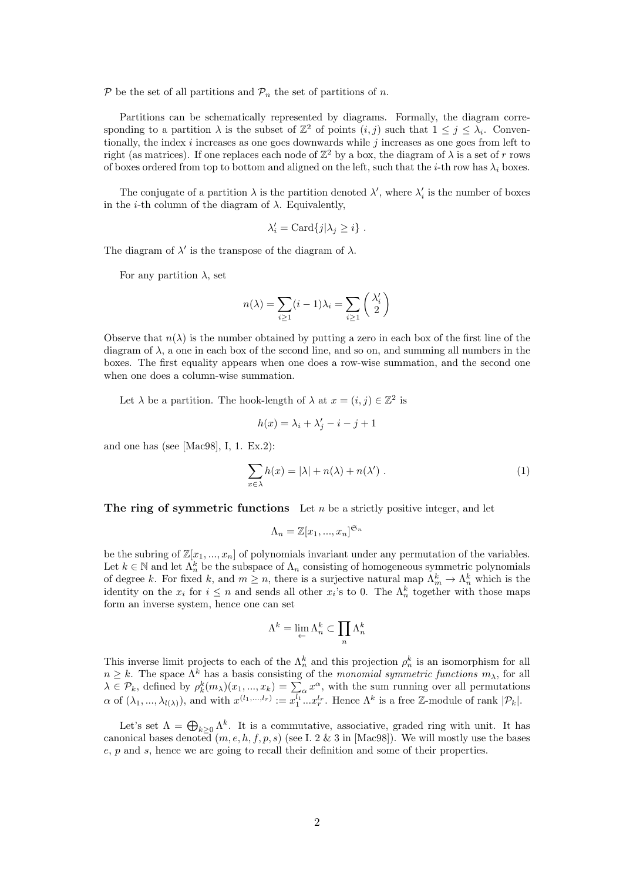$\mathcal{P}$ be the set of all partitions and $\mathcal{P}_n$ the set of partitions of $n$.

Partitions can be schematically represented by diagrams. Formally, the diagram corresponding to a partition $\lambda$ is the subset of $\mathbb{Z}^2$ of points $(i,j)$ such that $1 \leq j \leq \lambda_i$. Conventionally, the index $i$ increases as one goes downwards while $j$ increases as one goes from left to right (as matrices). If one replaces each node of $\mathbb{Z}^2$ by a box, the diagram of $\lambda$ is a set of $r$ rows of boxes ordered from top to bottom and aligned on the left, such that the $i$-th row has $\lambda_i$ boxes.

The conjugate of a partition $\lambda$ is the partition denoted $\lambda'$, where $\lambda'_i$ is the number of boxes in the $i$-th column of the diagram of $\lambda$. Equivalently,

$$\lambda'_i = \mathrm{Card}\{j | \lambda_j \geq i\} \ .$$

The diagram of $\lambda'$ is the transpose of the diagram of $\lambda$.

For any partition $\lambda$, set

$$n(\lambda) = \sum_{i \geq 1} (i-1)\lambda_i = \sum_{i \geq 1} \binom{\lambda'_i}{2}$$

Observe that $n(\lambda)$ is the number obtained by putting a zero in each box of the first line of the diagram of $\lambda$, a one in each box of the second line, and so on, and summing all numbers in the boxes. The first equality appears when one does a row-wise summation, and the second one when one does a column-wise summation.

Let $\lambda$ be a partition. The hook-length of $\lambda$ at $x = (i,j) \in \mathbb{Z}^2$ is

$$h(x) = \lambda_i + \lambda'_j - i - j + 1$$

and one has (see [Mac98], I, 1. Ex.2):

$$\sum_{x \in \lambda} h(x) = |\lambda| + n(\lambda) + n(\lambda') \ . \tag{1}$$

**The ring of symmetric functions** Let $n$ be a strictly positive integer, and let

$$\Lambda_n = \mathbb{Z}[x_1, ..., x_n]^{\mathfrak{S}_n}$$

be the subring of $\mathbb{Z}[x_1, ..., x_n]$ of polynomials invariant under any permutation of the variables. Let $k \in \mathbb{N}$ and let $\Lambda_n^k$ be the subspace of $\Lambda_n$ consisting of homogeneous symmetric polynomials of degree $k$. For fixed $k$, and $m \geq n$, there is a surjective natural map $\Lambda_m^k \to \Lambda_n^k$ which is the identity on the $x_i$ for $i \leq n$ and sends all other $x_i$'s to 0. The $\Lambda_n^k$ together with those maps form an inverse system, hence one can set

$$\Lambda^k = \lim_{\leftarrow} \Lambda_n^k \subset \prod_n \Lambda_n^k$$

This inverse limit projects to each of the $\Lambda_n^k$ and this projection $\rho_n^k$ is an isomorphism for all $n \geq k$. The space $\Lambda^k$ has a basis consisting of the *monomial symmetric functions* $m_\lambda$, for all $\lambda \in \mathcal{P}_k$, defined by $\rho_k^k(m_\lambda)(x_1, ..., x_k) = \sum_\alpha x^\alpha$, with the sum running over all permutations $\alpha$ of $(\lambda_1, ..., \lambda_{l(\lambda)})$, and with $x^{(l_1, ..., l_r)} := x_1^{l_1} ... x_r^{l_r}$. Hence $\Lambda^k$ is a free $\mathbb{Z}$-module of rank $|\mathcal{P}_k|$.

Let's set $\Lambda = \bigoplus_{k \geq 0} \Lambda^k$. It is a commutative, associative, graded ring with unit. It has canonical bases denoted $(m, e, h, f, p, s)$ (see I. 2 & 3 in [Mac98]). We will mostly use the bases $e$, $p$ and $s$, hence we are going to recall their definition and some of their properties.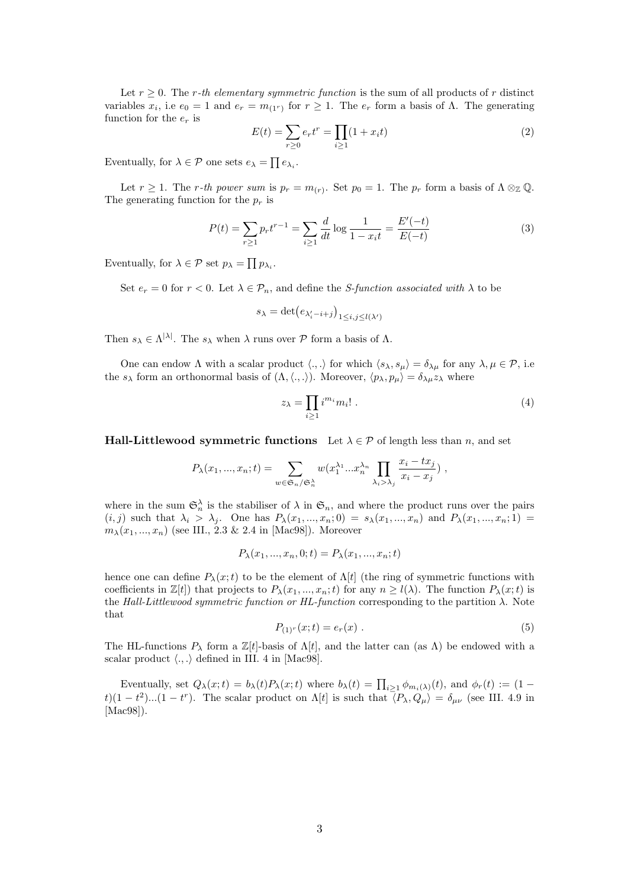Let $r \geq 0$. The *r-th elementary symmetric function* is the sum of all products of $r$ distinct variables $x_i$, i.e $e_0 = 1$ and $e_r = m_{(1^r)}$ for $r \geq 1$. The $e_r$ form a basis of $\Lambda$. The generating function for the $e_r$ is

$$E(t) = \sum_{r \geq 0} e_r t^r = \prod_{i \geq 1} (1 + x_i t) \tag{2}$$

Eventually, for $\lambda \in \mathcal{P}$ one sets $e_\lambda = \prod e_{\lambda_i}$.

Let $r \geq 1$. The *r-th power sum* is $p_r = m_{(r)}$. Set $p_0 = 1$. The $p_r$ form a basis of $\Lambda \otimes_{\mathbb{Z}} \mathbb{Q}$. The generating function for the $p_r$ is

$$P(t) = \sum_{r \geq 1} p_r t^{r-1} = \sum_{i \geq 1} \frac{d}{dt} \log \frac{1}{1 - x_i t} = \frac{E'(-t)}{E(-t)} \tag{3}$$

Eventually, for $\lambda \in \mathcal{P}$ set $p_\lambda = \prod p_{\lambda_i}$.

Set $e_r = 0$ for $r < 0$. Let $\lambda \in \mathcal{P}_n$, and define the *S-function associated with* $\lambda$ to be

$$s_\lambda = \det\big(e_{\lambda'_i - i + j}\big)_{1 \leq i,j \leq l(\lambda')}$$

Then $s_\lambda \in \Lambda^{|\lambda|}$. The $s_\lambda$ when $\lambda$ runs over $\mathcal{P}$ form a basis of $\Lambda$.

One can endow $\Lambda$ with a scalar product $\langle ., . \rangle$ for which $\langle s_\lambda, s_\mu \rangle = \delta_{\lambda\mu}$ for any $\lambda, \mu \in \mathcal{P}$, i.e the $s_\lambda$ form an orthonormal basis of $(\Lambda, \langle ., . \rangle)$. Moreover, $\langle p_\lambda, p_\mu \rangle = \delta_{\lambda\mu} z_\lambda$ where

$$z_\lambda = \prod_{i \geq 1} i^{m_i} m_i! \ . \tag{4}$$

**Hall-Littlewood symmetric functions** Let $\lambda \in \mathcal{P}$ of length less than $n$, and set

$$P_\lambda(x_1, ..., x_n; t) = \sum_{w \in \mathfrak{S}_n / \mathfrak{S}_n^\lambda} w(x_1^{\lambda_1} ... x_n^{\lambda_n} \prod_{\lambda_i > \lambda_j} \frac{x_i - t x_j}{x_i - x_j}) \ ,$$

where in the sum $\mathfrak{S}_n^\lambda$ is the stabiliser of $\lambda$ in $\mathfrak{S}_n$, and where the product runs over the pairs $(i, j)$ such that $\lambda_i > \lambda_j$. One has $P_\lambda(x_1, ..., x_n; 0) = s_\lambda(x_1, ..., x_n)$ and $P_\lambda(x_1, ..., x_n; 1) = m_\lambda(x_1, ..., x_n)$ (see III., 2.3 & 2.4 in [Mac98]). Moreover

$$P_\lambda(x_1, ..., x_n, 0; t) = P_\lambda(x_1, ..., x_n; t)$$

hence one can define $P_\lambda(x; t)$ to be the element of $\Lambda[t]$ (the ring of symmetric functions with coefficients in $\mathbb{Z}[t]$) that projects to $P_\lambda(x_1, ..., x_n; t)$ for any $n \geq l(\lambda)$. The function $P_\lambda(x; t)$ is the *Hall-Littlewood symmetric function or HL-function* corresponding to the partition $\lambda$. Note that

$$P_{(1)^r}(x; t) = e_r(x) \ . \tag{5}$$

The HL-functions $P_\lambda$ form a $\mathbb{Z}[t]$-basis of $\Lambda[t]$, and the latter can (as $\Lambda$) be endowed with a scalar product $\langle ., . \rangle$ defined in III. 4 in [Mac98].

Eventually, set $Q_\lambda(x; t) = b_\lambda(t) P_\lambda(x; t)$ where $b_\lambda(t) = \prod_{i \geq 1} \phi_{m_i(\lambda)}(t)$, and $\phi_r(t) := (1 - t)(1 - t^2)...(1 - t^r)$. The scalar product on $\Lambda[t]$ is such that $\langle P_\lambda, Q_\mu \rangle = \delta_{\mu\nu}$ (see III. 4.9 in [Mac98]).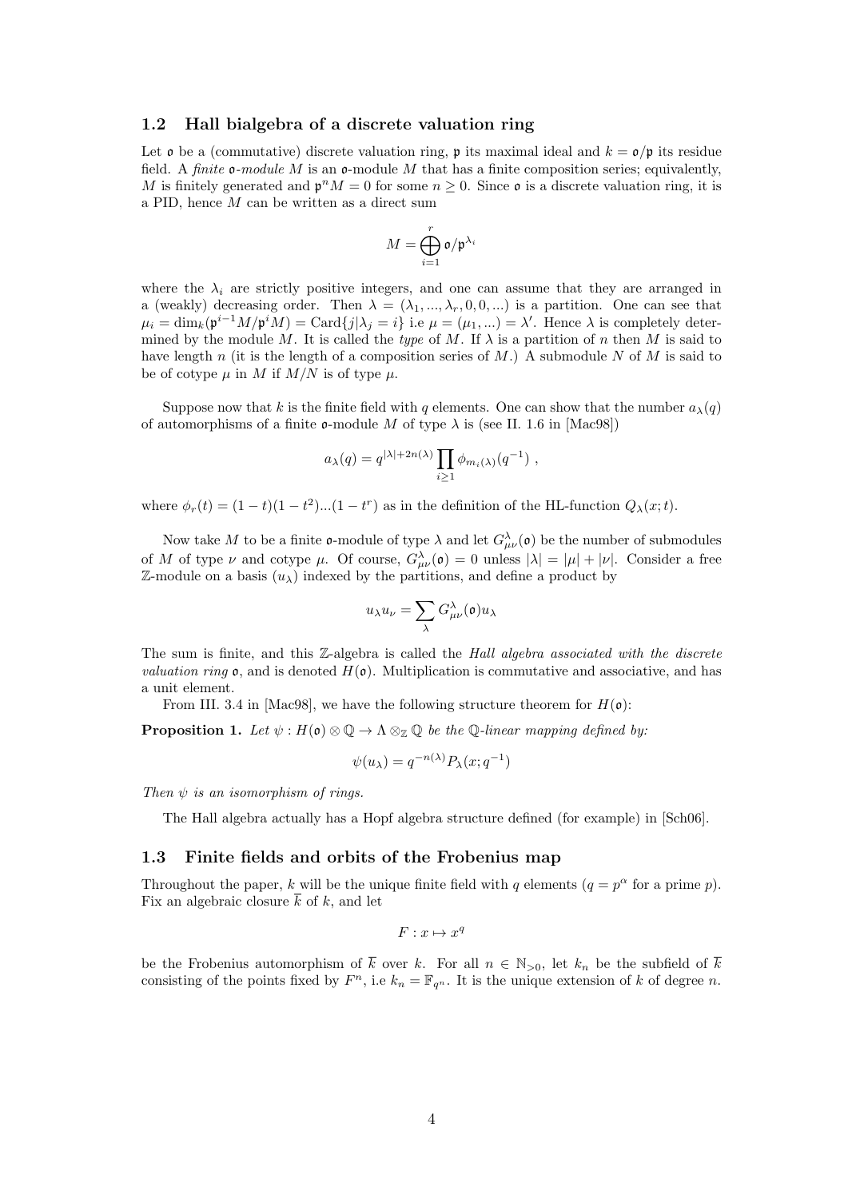### 1.2 Hall bialgebra of a discrete valuation ring

Let $\mathfrak{o}$ be a (commutative) discrete valuation ring, $\mathfrak{p}$ its maximal ideal and $k = \mathfrak{o}/\mathfrak{p}$ its residue field. A *finite* $\mathfrak{o}$*-module* $M$ is an $\mathfrak{o}$-module $M$ that has a finite composition series; equivalently, $M$ is finitely generated and $\mathfrak{p}^n M = 0$ for some $n \geq 0$. Since $\mathfrak{o}$ is a discrete valuation ring, it is a PID, hence $M$ can be written as a direct sum

$$M = \bigoplus_{i=1}^{r} \mathfrak{o}/\mathfrak{p}^{\lambda_i}$$

where the $\lambda_i$ are strictly positive integers, and one can assume that they are arranged in a (weakly) decreasing order. Then $\lambda = (\lambda_1, ..., \lambda_r, 0, 0, ...)$ is a partition. One can see that $\mu_i = \dim_k(\mathfrak{p}^{i-1}M/\mathfrak{p}^i M) = \mathrm{Card}\{j | \lambda_j = i\}$ i.e $\mu = (\mu_1, ...) = \lambda'$. Hence $\lambda$ is completely determined by the module $M$. It is called the *type* of $M$. If $\lambda$ is a partition of $n$ then $M$ is said to have length $n$ (it is the length of a composition series of $M$.) A submodule $N$ of $M$ is said to be of cotype $\mu$ in $M$ if $M/N$ is of type $\mu$.

Suppose now that $k$ is the finite field with $q$ elements. One can show that the number $a_\lambda(q)$ of automorphisms of a finite $\mathfrak{o}$-module $M$ of type $\lambda$ is (see II. 1.6 in [Mac98])

$$a_\lambda(q) = q^{|\lambda| + 2n(\lambda)} \prod_{i \geq 1} \phi_{m_i(\lambda)}(q^{-1}) \ ,$$

where $\phi_r(t) = (1-t)(1-t^2)...(1-t^r)$ as in the definition of the HL-function $Q_\lambda(x;t)$.

Now take $M$ to be a finite $\mathfrak{o}$-module of type $\lambda$ and let $G^\lambda_{\mu\nu}(\mathfrak{o})$ be the number of submodules of $M$ of type $\nu$ and cotype $\mu$. Of course, $G^\lambda_{\mu\nu}(\mathfrak{o}) = 0$ unless $|\lambda| = |\mu| + |\nu|$. Consider a free $\mathbb{Z}$-module on a basis $(u_\lambda)$ indexed by the partitions, and define a product by

$$u_\lambda u_\nu = \sum_\lambda G^\lambda_{\mu\nu}(\mathfrak{o}) u_\lambda$$

The sum is finite, and this $\mathbb{Z}$-algebra is called the *Hall algebra associated with the discrete valuation ring* $\mathfrak{o}$, and is denoted $H(\mathfrak{o})$. Multiplication is commutative and associative, and has a unit element.

From III. 3.4 in [Mac98], we have the following structure theorem for $H(\mathfrak{o})$:

**Proposition 1.** *Let $\psi : H(\mathfrak{o}) \otimes \mathbb{Q} \to \Lambda \otimes_{\mathbb{Z}} \mathbb{Q}$ be the $\mathbb{Q}$-linear mapping defined by:*

$$\psi(u_\lambda) = q^{-n(\lambda)} P_\lambda(x; q^{-1})$$

*Then $\psi$ is an isomorphism of rings.*

The Hall algebra actually has a Hopf algebra structure defined (for example) in [Sch06].

### 1.3 Finite fields and orbits of the Frobenius map

Throughout the paper, $k$ will be the unique finite field with $q$ elements ($q = p^\alpha$ for a prime $p$). Fix an algebraic closure $\overline{k}$ of $k$, and let

$$F : x \mapsto x^q$$

be the Frobenius automorphism of $\overline{k}$ over $k$. For all $n \in \mathbb{N}_{>0}$, let $k_n$ be the subfield of $\overline{k}$ consisting of the points fixed by $F^n$, i.e $k_n = \mathbb{F}_{q^n}$. It is the unique extension of $k$ of degree $n$.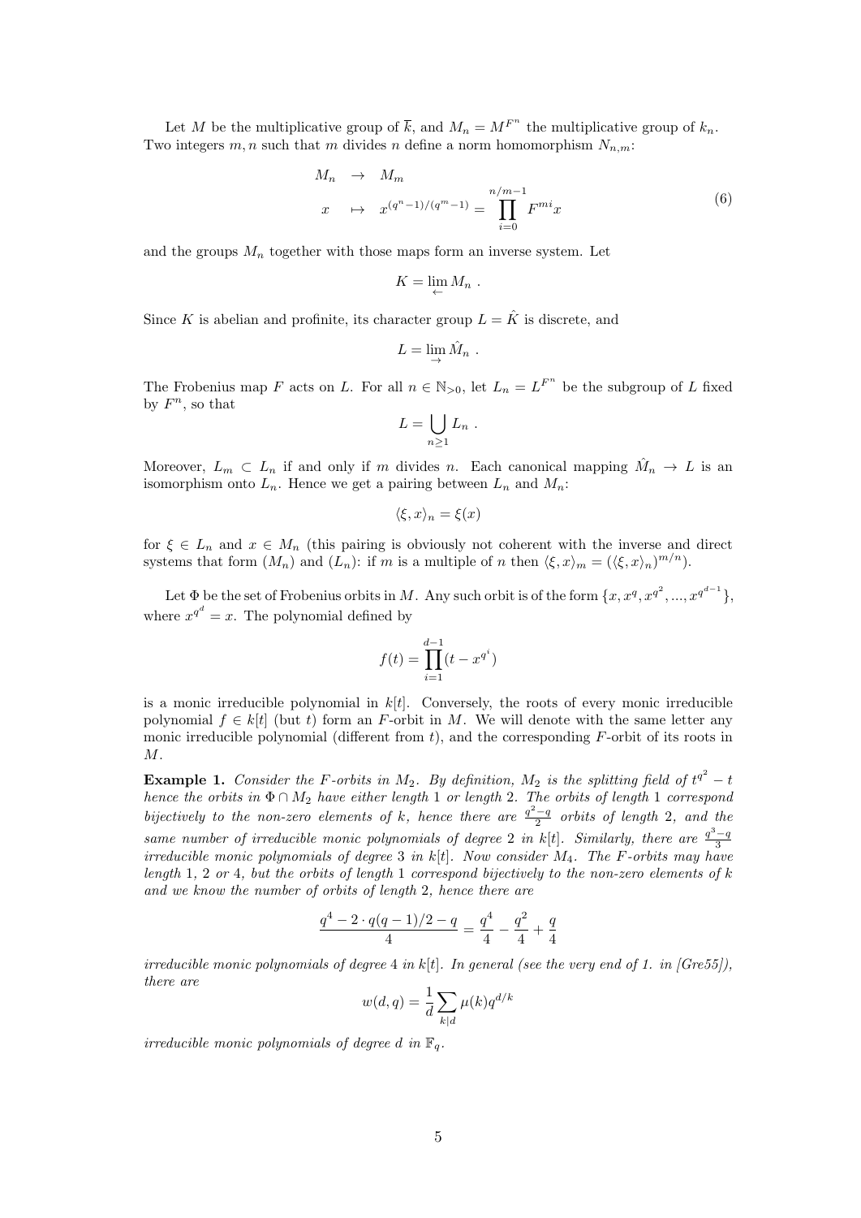Let $M$ be the multiplicative group of $\overline{k}$, and $M_n = M^{F^n}$ the multiplicative group of $k_n$. Two integers $m, n$ such that $m$ divides $n$ define a norm homomorphism $N_{n,m}$:

$$
\begin{aligned}
M_n &\rightarrow M_m \\
x &\mapsto x^{(q^n-1)/(q^m-1)} = \prod_{i=0}^{n/m-1} F^{mi}x
\end{aligned}
\tag{6}
$$

and the groups $M_n$ together with those maps form an inverse system. Let

$$K = \lim_{\leftarrow} M_n \ .$$

Since $K$ is abelian and profinite, its character group $L = \hat{K}$ is discrete, and

$$L = \lim_{\rightarrow} \hat{M}_n \ .$$

The Frobenius map $F$ acts on $L$. For all $n \in \mathbb{N}_{>0}$, let $L_n = L^{F^n}$ be the subgroup of $L$ fixed by $F^n$, so that

$$L = \bigcup_{n \geq 1} L_n \ .$$

Moreover, $L_m \subset L_n$ if and only if $m$ divides $n$. Each canonical mapping $\hat{M}_n \rightarrow L$ is an isomorphism onto $L_n$. Hence we get a pairing between $L_n$ and $M_n$:

$$\langle \xi, x \rangle_n = \xi(x)$$

for $\xi \in L_n$ and $x \in M_n$ (this pairing is obviously not coherent with the inverse and direct systems that form $(M_n)$ and $(L_n)$: if $m$ is a multiple of $n$ then $\langle \xi, x \rangle_m = (\langle \xi, x \rangle_n)^{m/n}$).

Let $\Phi$ be the set of Frobenius orbits in $M$. Any such orbit is of the form $\{x, x^q, x^{q^2}, ..., x^{q^{d-1}}\}$, where $x^{q^d} = x$. The polynomial defined by

$$f(t) = \prod_{i=1}^{d-1} (t - x^{q^i})$$

is a monic irreducible polynomial in $k[t]$. Conversely, the roots of every monic irreducible polynomial $f \in k[t]$ (but $t$) form an $F$-orbit in $M$. We will denote with the same letter any monic irreducible polynomial (different from $t$), and the corresponding $F$-orbit of its roots in $M$.

**Example 1.** *Consider the $F$-orbits in $M_2$. By definition, $M_2$ is the splitting field of $t^{q^2} - t$ hence the orbits in $\Phi \cap M_2$ have either length 1 or length 2. The orbits of length 1 correspond bijectively to the non-zero elements of $k$, hence there are $\frac{q^2-q}{2}$ orbits of length 2, and the same number of irreducible monic polynomials of degree 2 in $k[t]$. Similarly, there are $\frac{q^3-q}{3}$ irreducible monic polynomials of degree 3 in $k[t]$. Now consider $M_4$. The $F$-orbits may have length 1, 2 or 4, but the orbits of length 1 correspond bijectively to the non-zero elements of $k$ and we know the number of orbits of length 2, hence there are*

$$\frac{q^4 - 2 \cdot q(q-1)/2 - q}{4} = \frac{q^4}{4} - \frac{q^2}{4} + \frac{q}{4}$$

*irreducible monic polynomials of degree 4 in $k[t]$. In general (see the very end of 1. in [Gre55]), there are*

$$w(d, q) = \frac{1}{d} \sum_{k|d} \mu(k) q^{d/k}$$

*irreducible monic polynomials of degree $d$ in $\mathbb{F}_q$.*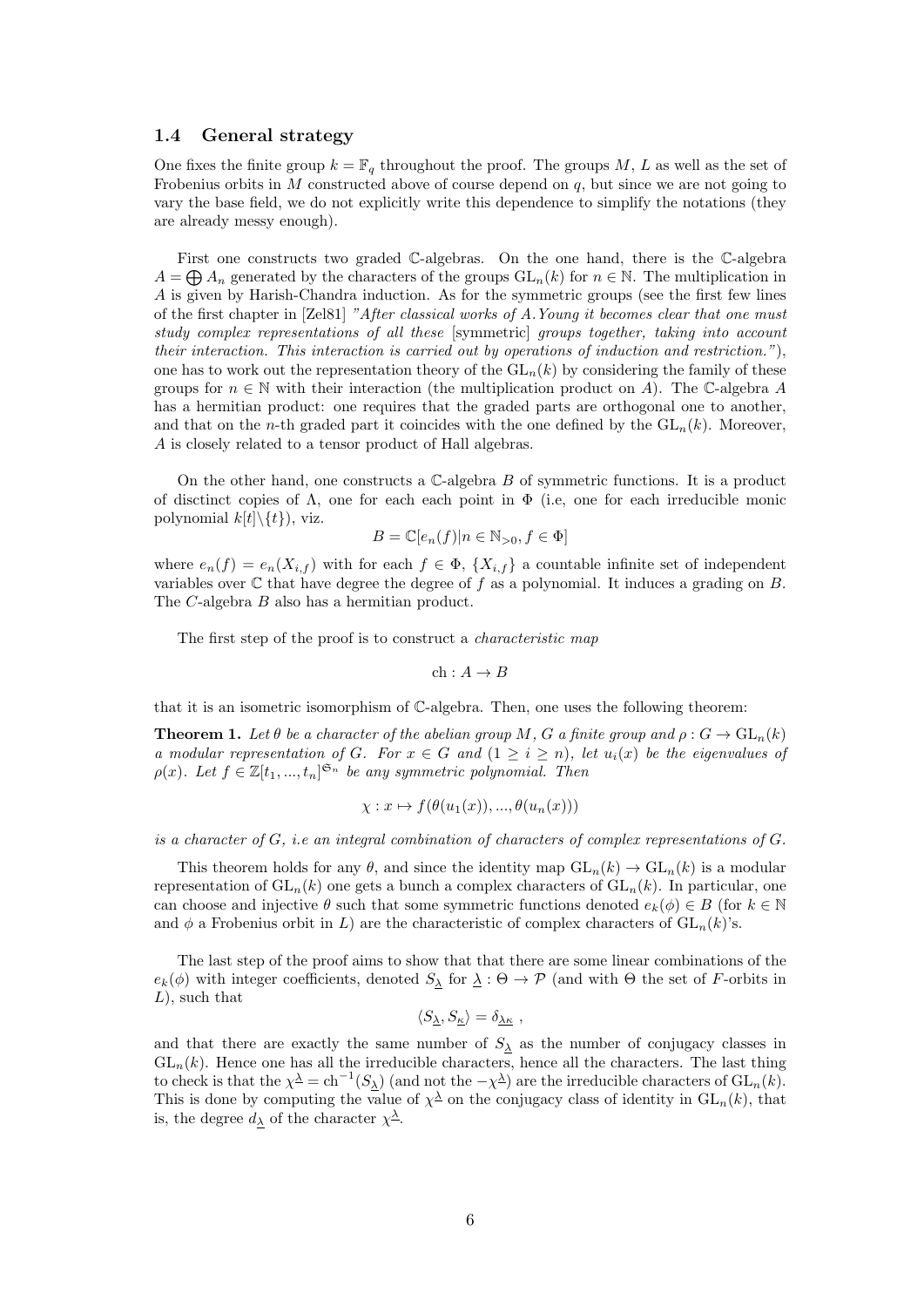### 1.4 General strategy

One fixes the finite group $k = \mathbb{F}_q$ throughout the proof. The groups $M$, $L$ as well as the set of Frobenius orbits in $M$ constructed above of course depend on $q$, but since we are not going to vary the base field, we do not explicitly write this dependence to simplify the notations (they are already messy enough).

First one constructs two graded $\mathbb{C}$-algebras. On the one hand, there is the $\mathbb{C}$-algebra $A = \bigoplus A_n$ generated by the characters of the groups $\mathrm{GL}_n(k)$ for $n \in \mathbb{N}$. The multiplication in $A$ is given by Harish-Chandra induction. As for the symmetric groups (see the first few lines of the first chapter in [Zel81] *"After classical works of A.Young it becomes clear that one must study complex representations of all these* [symmetric] *groups together, taking into account their interaction. This interaction is carried out by operations of induction and restriction."*), one has to work out the representation theory of the $\mathrm{GL}_n(k)$ by considering the family of these groups for $n \in \mathbb{N}$ with their interaction (the multiplication product on $A$). The $\mathbb{C}$-algebra $A$ has a hermitian product: one requires that the graded parts are orthogonal one to another, and that on the $n$-th graded part it coincides with the one defined by the $\mathrm{GL}_n(k)$. Moreover, $A$ is closely related to a tensor product of Hall algebras.

On the other hand, one constructs a $\mathbb{C}$-algebra $B$ of symmetric functions. It is a product of disctinct copies of $\Lambda$, one for each each point in $\Phi$ (i.e, one for each irreducible monic polynomial $k[t]\backslash\{t\}$), viz.

$$B = \mathbb{C}[e_n(f) | n \in \mathbb{N}_{>0}, f \in \Phi]$$

where $e_n(f) = e_n(X_{i,f})$ with for each $f \in \Phi$, $\{X_{i,f}\}$ a countable infinite set of independent variables over $\mathbb{C}$ that have degree the degree of $f$ as a polynomial. It induces a grading on $B$. The $C$-algebra $B$ also has a hermitian product.

The first step of the proof is to construct a *characteristic map*

$$\mathrm{ch} : A \to B$$

that it is an isometric isomorphism of $\mathbb{C}$-algebra. Then, one uses the following theorem:

**Theorem 1.** *Let $\theta$ be a character of the abelian group $M$, $G$ a finite group and $\rho : G \to \mathrm{GL}_n(k)$ a modular representation of $G$. For $x \in G$ and $(1 \geq i \geq n)$, let $u_i(x)$ be the eigenvalues of $\rho(x)$. Let $f \in \mathbb{Z}[t_1, ..., t_n]^{\mathfrak{S}_n}$ be any symmetric polynomial. Then*

$$\chi : x \mapsto f(\theta(u_1(x)), ..., \theta(u_n(x)))$$

*is a character of $G$, i.e an integral combination of characters of complex representations of $G$.*

This theorem holds for any $\theta$, and since the identity map $\mathrm{GL}_n(k) \to \mathrm{GL}_n(k)$ is a modular representation of $\mathrm{GL}_n(k)$ one gets a bunch a complex characters of $\mathrm{GL}_n(k)$. In particular, one can choose and injective $\theta$ such that some symmetric functions denoted $e_k(\phi) \in B$ (for $k \in \mathbb{N}$ and $\phi$ a Frobenius orbit in $L$) are the characteristic of complex characters of $\mathrm{GL}_n(k)$'s.

The last step of the proof aims to show that that there are some linear combinations of the $e_k(\phi)$ with integer coefficients, denoted $S_{\underline{\lambda}}$ for $\underline{\lambda} : \Theta \to \mathcal{P}$ (and with $\Theta$ the set of $F$-orbits in $L$), such that

$$\langle S_{\underline{\lambda}}, S_{\underline{\kappa}} \rangle = \delta_{\underline{\lambda}\underline{\kappa}} ,$$

and that there are exactly the same number of $S_{\underline{\lambda}}$ as the number of conjugacy classes in $\mathrm{GL}_n(k)$. Hence one has all the irreducible characters, hence all the characters. The last thing to check is that the $\chi^{\underline{\lambda}} = \mathrm{ch}^{-1}(S_{\underline{\lambda}})$ (and not the $-\chi^{\underline{\lambda}}$) are the irreducible characters of $\mathrm{GL}_n(k)$. This is done by computing the value of $\chi^{\underline{\lambda}}$ on the conjugacy class of identity in $\mathrm{GL}_n(k)$, that is, the degree $d_{\underline{\lambda}}$ of the character $\chi^{\underline{\lambda}}$.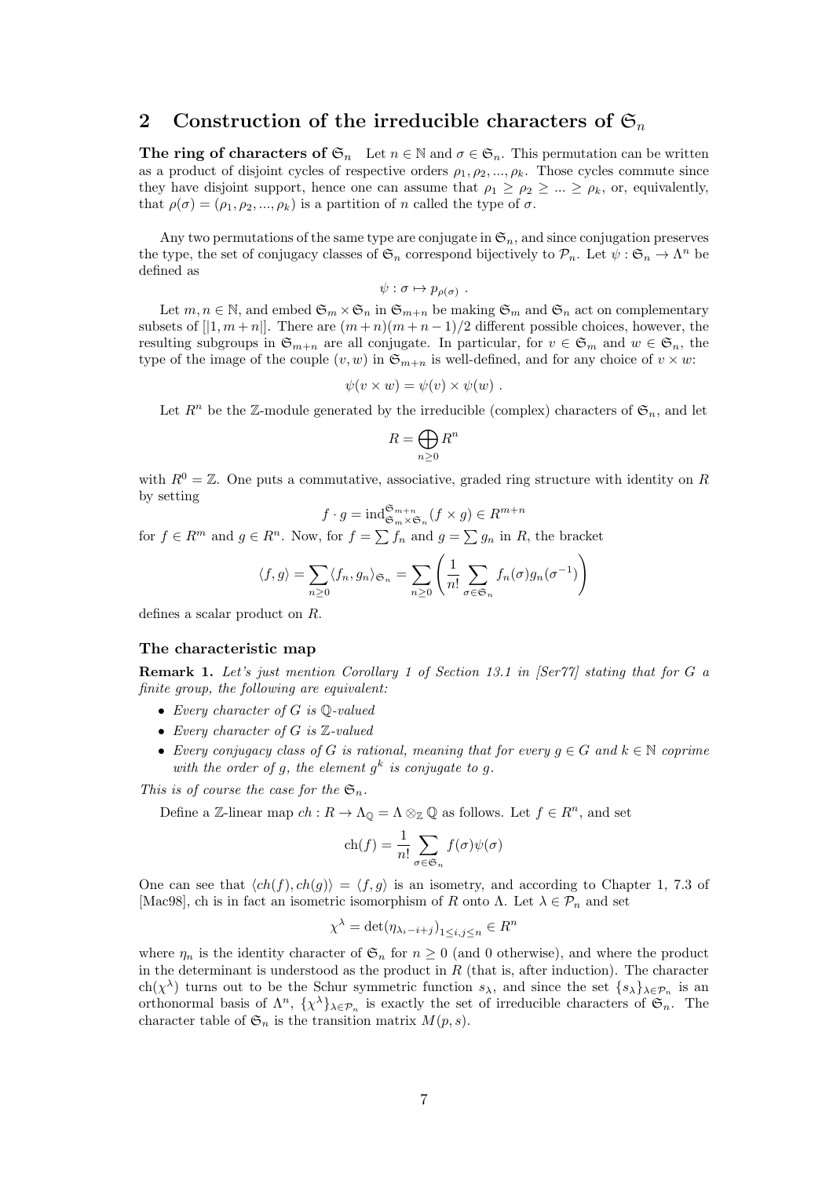## 2 Construction of the irreducible characters of $\mathfrak{S}_n$

**The ring of characters of $\mathfrak{S}_n$** Let $n \in \mathbb{N}$ and $\sigma \in \mathfrak{S}_n$. This permutation can be written as a product of disjoint cycles of respective orders $\rho_1, \rho_2, ..., \rho_k$. Those cycles commute since they have disjoint support, hence one can assume that $\rho_1 \geq \rho_2 \geq ... \geq \rho_k$, or, equivalently, that $\rho(\sigma) = (\rho_1, \rho_2, ..., \rho_k)$ is a partition of $n$ called the type of $\sigma$.

Any two permutations of the same type are conjugate in $\mathfrak{S}_n$, and since conjugation preserves the type, the set of conjugacy classes of $\mathfrak{S}_n$ correspond bijectively to $\mathcal{P}_n$. Let $\psi : \mathfrak{S}_n \to \Lambda^n$ be defined as

$$\psi : \sigma \mapsto p_{\rho(\sigma)} \ .$$

Let $m, n \in \mathbb{N}$, and embed $\mathfrak{S}_m \times \mathfrak{S}_n$ in $\mathfrak{S}_{m+n}$ be making $\mathfrak{S}_m$ and $\mathfrak{S}_n$ act on complementary subsets of $[|1, m+n|]$. There are $(m+n)(m+n-1)/2$ different possible choices, however, the resulting subgroups in $\mathfrak{S}_{m+n}$ are all conjugate. In particular, for $v \in \mathfrak{S}_m$ and $w \in \mathfrak{S}_n$, the type of the image of the couple $(v, w)$ in $\mathfrak{S}_{m+n}$ is well-defined, and for any choice of $v \times w$:

$$\psi(v \times w) = \psi(v) \times \psi(w) \ .$$

Let $R^n$ be the $\mathbb{Z}$-module generated by the irreducible (complex) characters of $\mathfrak{S}_n$, and let

$$R = \bigoplus_{n \geq 0} R^n$$

with $R^0 = \mathbb{Z}$. One puts a commutative, associative, graded ring structure with identity on $R$ by setting

$$f \cdot g = \mathrm{ind}_{\mathfrak{S}_m \times \mathfrak{S}_n}^{\mathfrak{S}_{m+n}} (f \times g) \in R^{m+n}$$

for $f \in R^m$ and $g \in R^n$. Now, for $f = \sum f_n$ and $g = \sum g_n$ in $R$, the bracket

$$\langle f, g \rangle = \sum_{n \geq 0} \langle f_n, g_n \rangle_{\mathfrak{S}_n} = \sum_{n \geq 0} \left( \frac{1}{n!} \sum_{\sigma \in \mathfrak{S}_n} f_n(\sigma) g_n(\sigma^{-1}) \right)$$

defines a scalar product on $R$.

### The characteristic map

**Remark 1.** *Let's just mention Corollary 1 of Section 13.1 in [Ser77] stating that for $G$ a finite group, the following are equivalent:*

- *Every character of $G$ is $\mathbb{Q}$-valued*
- *Every character of $G$ is $\mathbb{Z}$-valued*
- *Every conjugacy class of $G$ is rational, meaning that for every $g \in G$ and $k \in \mathbb{N}$ coprime with the order of $g$, the element $g^k$ is conjugate to $g$.*

*This is of course the case for the $\mathfrak{S}_n$.*

Define a $\mathbb{Z}$-linear map $ch : R \to \Lambda_{\mathbb{Q}} = \Lambda \otimes_{\mathbb{Z}} \mathbb{Q}$ as follows. Let $f \in R^n$, and set

$$\mathrm{ch}(f) = \frac{1}{n!} \sum_{\sigma \in \mathfrak{S}_n} f(\sigma) \psi(\sigma)$$

One can see that $\langle ch(f), ch(g) \rangle = \langle f, g \rangle$ is an isometry, and according to Chapter 1, 7.3 of [Mac98], ch is in fact an isometric isomorphism of $R$ onto $\Lambda$. Let $\lambda \in \mathcal{P}_n$ and set

$$\chi^\lambda = \det(\eta_{\lambda_i - i + j})_{1 \leq i,j \leq n} \in R^n$$

where $\eta_n$ is the identity character of $\mathfrak{S}_n$ for $n \geq 0$ (and 0 otherwise), and where the product in the determinant is understood as the product in $R$ (that is, after induction). The character $\mathrm{ch}(\chi^\lambda)$ turns out to be the Schur symmetric function $s_\lambda$, and since the set $\{s_\lambda\}_{\lambda \in \mathcal{P}_n}$ is an orthonormal basis of $\Lambda^n$, $\{\chi^\lambda\}_{\lambda \in \mathcal{P}_n}$ is exactly the set of irreducible characters of $\mathfrak{S}_n$. The character table of $\mathfrak{S}_n$ is the transition matrix $M(p, s)$.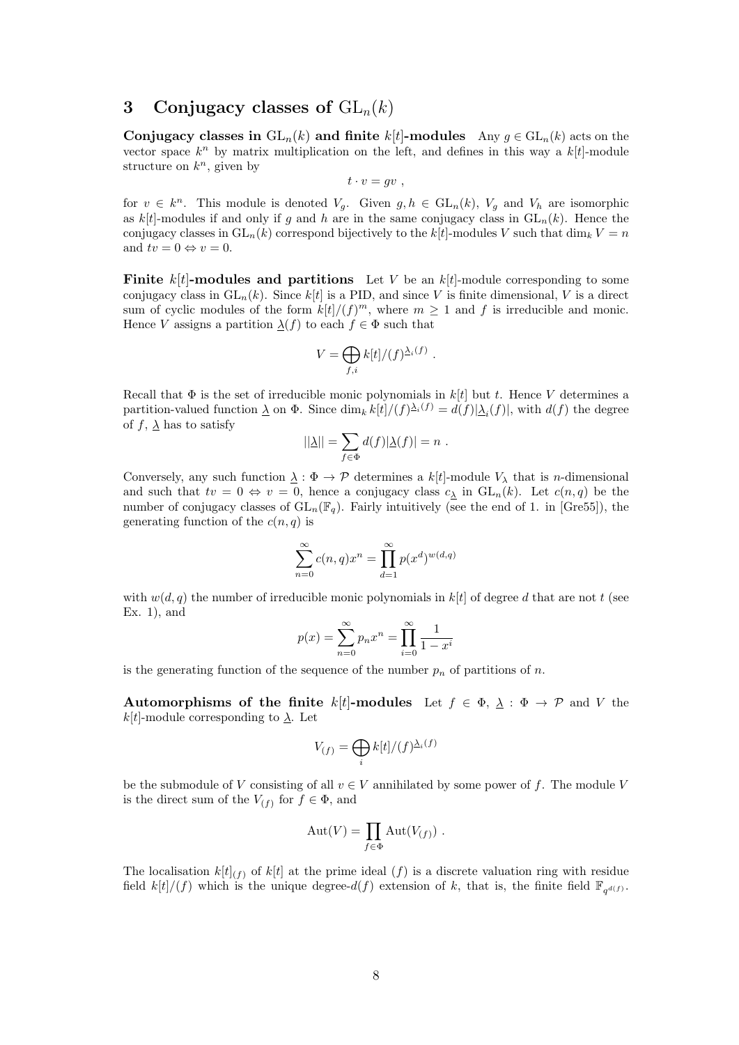## 3 Conjugacy classes of $\mathrm{GL}_n(k)$

**Conjugacy classes in $\mathrm{GL}_n(k)$ and finite $k[t]$-modules** Any $g \in \mathrm{GL}_n(k)$ acts on the vector space $k^n$ by matrix multiplication on the left, and defines in this way a $k[t]$-module structure on $k^n$, given by

$$t \cdot v = gv \ ,$$

for $v \in k^n$. This module is denoted $V_g$. Given $g, h \in \mathrm{GL}_n(k)$, $V_g$ and $V_h$ are isomorphic as $k[t]$-modules if and only if $g$ and $h$ are in the same conjugacy class in $\mathrm{GL}_n(k)$. Hence the conjugacy classes in $\mathrm{GL}_n(k)$ correspond bijectively to the $k[t]$-modules $V$ such that $\dim_k V = n$ and $tv = 0 \Leftrightarrow v = 0$.

**Finite $k[t]$-modules and partitions** Let $V$ be an $k[t]$-module corresponding to some conjugacy class in $\mathrm{GL}_n(k)$. Since $k[t]$ is a PID, and since $V$ is finite dimensional, $V$ is a direct sum of cyclic modules of the form $k[t]/(f)^m$, where $m \geq 1$ and $f$ is irreducible and monic. Hence $V$ assigns a partition $\underline{\lambda}(f)$ to each $f \in \Phi$ such that

$$V = \bigoplus_{f,i} k[t]/(f)^{\underline{\lambda}_i(f)} \ .$$

Recall that $\Phi$ is the set of irreducible monic polynomials in $k[t]$ but $t$. Hence $V$ determines a partition-valued function $\underline{\lambda}$ on $\Phi$. Since $\dim_k k[t]/(f)^{\underline{\lambda}_i(f)} = d(f)|\underline{\lambda}_i(f)|$, with $d(f)$ the degree of $f$, $\underline{\lambda}$ has to satisfy

$$||\underline{\lambda}|| = \sum_{f \in \Phi} d(f)|\underline{\lambda}(f)| = n \ .$$

Conversely, any such function $\underline{\lambda} : \Phi \to \mathcal{P}$ determines a $k[t]$-module $V_\lambda$ that is $n$-dimensional and such that $tv = 0 \Leftrightarrow v = 0$, hence a conjugacy class $c_{\underline{\lambda}}$ in $\mathrm{GL}_n(k)$. Let $c(n,q)$ be the number of conjugacy classes of $\mathrm{GL}_n(\mathbb{F}_q)$. Fairly intuitively (see the end of 1. in [Gre55]), the generating function of the $c(n,q)$ is

$$\sum_{n=0}^{\infty} c(n,q)x^n = \prod_{d=1}^{\infty} p(x^d)^{w(d,q)}$$

with $w(d,q)$ the number of irreducible monic polynomials in $k[t]$ of degree $d$ that are not $t$ (see Ex. 1), and

$$p(x) = \sum_{n=0}^{\infty} p_n x^n = \prod_{i=0}^{\infty} \frac{1}{1-x^i}$$

is the generating function of the sequence of the number $p_n$ of partitions of $n$.

**Automorphisms of the finite $k[t]$-modules** Let $f \in \Phi$, $\underline{\lambda} : \Phi \to \mathcal{P}$ and $V$ the $k[t]$-module corresponding to $\underline{\lambda}$. Let

$$V_{(f)} = \bigoplus_i k[t]/(f)^{\underline{\lambda}_i(f)}$$

be the submodule of $V$ consisting of all $v \in V$ annihilated by some power of $f$. The module $V$ is the direct sum of the $V_{(f)}$ for $f \in \Phi$, and

$$\mathrm{Aut}(V) = \prod_{f \in \Phi} \mathrm{Aut}(V_{(f)}) \ .$$

The localisation $k[t]_{(f)}$ of $k[t]$ at the prime ideal $(f)$ is a discrete valuation ring with residue field $k[t]/(f)$ which is the unique degree-$d(f)$ extension of $k$, that is, the finite field $\mathbb{F}_{q^{d(f)}}$.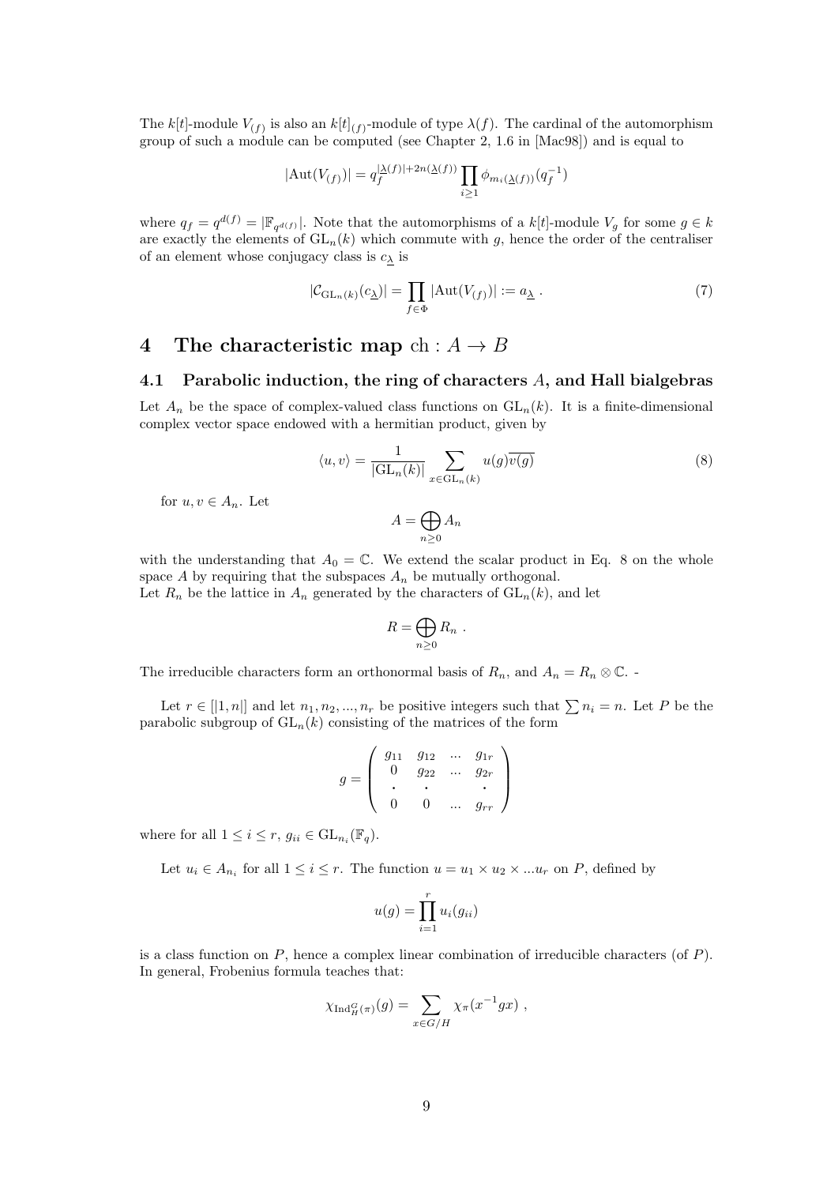The $k[t]$-module $V_{(f)}$ is also an $k[t]_{(f)}$-module of type $\lambda(f)$. The cardinal of the automorphism group of such a module can be computed (see Chapter 2, 1.6 in [Mac98]) and is equal to

$$|\mathrm{Aut}(V_{(f)})| = q_f^{|\underline{\lambda}(f)|+2n(\underline{\lambda}(f))} \prod_{i\geq 1} \phi_{m_i(\underline{\lambda}(f))}(q_f^{-1})$$

where $q_f = q^{d(f)} = |\mathbb{F}_{q^{d(f)}}|$. Note that the automorphisms of a $k[t]$-module $V_g$ for some $g \in k$ are exactly the elements of $\mathrm{GL}_n(k)$ which commute with $g$, hence the order of the centraliser of an element whose conjugacy class is $c_{\underline{\lambda}}$ is

$$|\mathcal{C}_{\mathrm{GL}_n(k)}(c_{\underline{\lambda}})| = \prod_{f\in\Phi} |\mathrm{Aut}(V_{(f)})| := a_{\underline{\lambda}} \ . \tag{7}$$

# 4 The characteristic map $\mathrm{ch} : A \to B$

## 4.1 Parabolic induction, the ring of characters $A$, and Hall bialgebras

Let $A_n$ be the space of complex-valued class functions on $\mathrm{GL}_n(k)$. It is a finite-dimensional complex vector space endowed with a hermitian product, given by

$$\langle u, v\rangle = \frac{1}{|\mathrm{GL}_n(k)|} \sum_{x\in \mathrm{GL}_n(k)} u(g)\overline{v(g)} \tag{8}$$

for $u, v \in A_n$. Let

$$A = \bigoplus_{n\geq 0} A_n$$

with the understanding that $A_0 = \mathbb{C}$. We extend the scalar product in Eq. 8 on the whole space $A$ by requiring that the subspaces $A_n$ be mutually orthogonal.
Let $R_n$ be the lattice in $A_n$ generated by the characters of $\mathrm{GL}_n(k)$, and let

$$R = \bigoplus_{n\geq 0} R_n \ .$$

The irreducible characters form an orthonormal basis of $R_n$, and $A_n = R_n \otimes \mathbb{C}$. -

Let $r \in [|1, n|]$ and let $n_1, n_2, ..., n_r$ be positive integers such that $\sum n_i = n$. Let $P$ be the parabolic subgroup of $\mathrm{GL}_n(k)$ consisting of the matrices of the form

$$g = \begin{pmatrix} g_{11} & g_{12} & \cdots & g_{1r} \\ 0 & g_{22} & \cdots & g_{2r} \\ \cdot & \cdot & & \cdot \\ 0 & 0 & \cdots & g_{rr} \end{pmatrix}$$

where for all $1 \leq i \leq r$, $g_{ii} \in \mathrm{GL}_{n_i}(\mathbb{F}_q)$.

Let $u_i \in A_{n_i}$ for all $1 \leq i \leq r$. The function $u = u_1 \times u_2 \times ...u_r$ on $P$, defined by

$$u(g) = \prod_{i=1}^{r} u_i(g_{ii})$$

is a class function on $P$, hence a complex linear combination of irreducible characters (of $P$). In general, Frobenius formula teaches that:

$$\chi_{\mathrm{Ind}_H^G(\pi)}(g) = \sum_{x\in G/H} \chi_\pi(x^{-1}gx) \ ,$$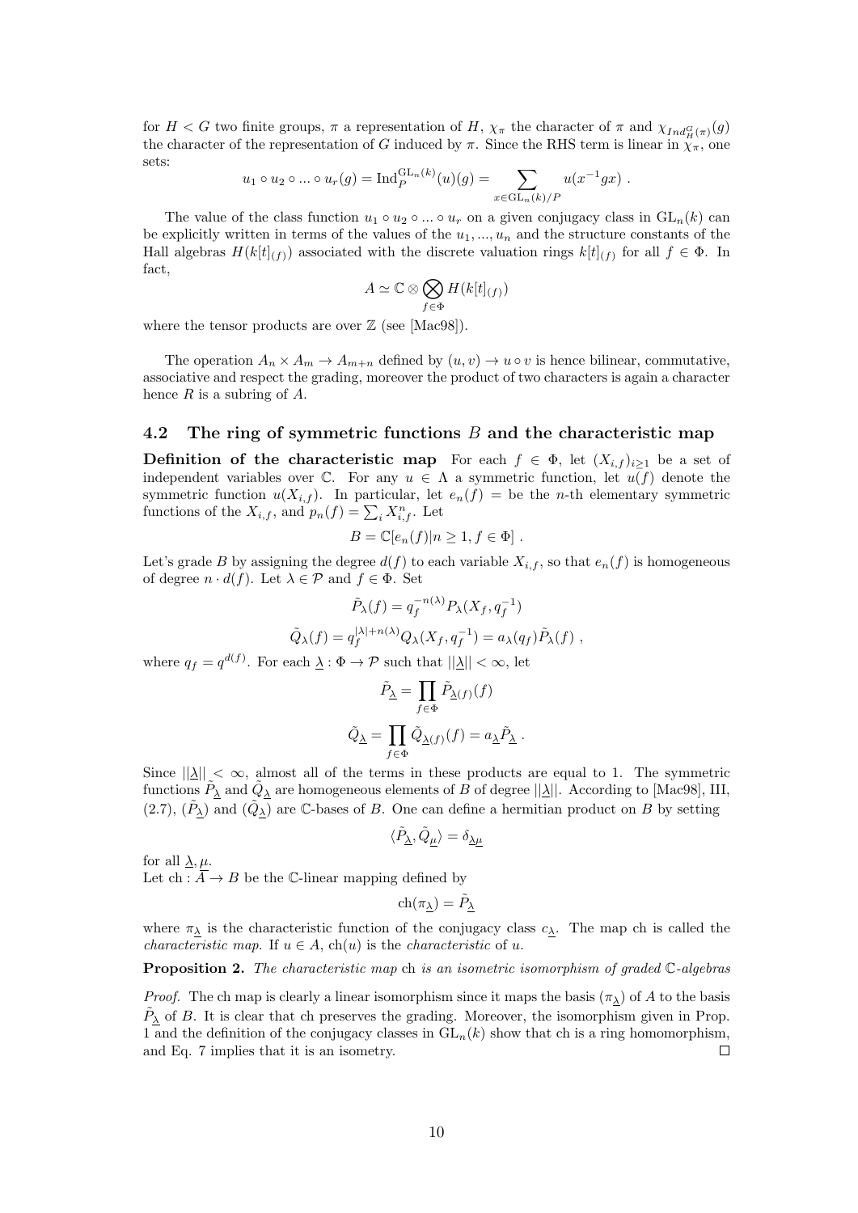for $H < G$ two finite groups, $\pi$ a representation of $H$, $\chi_\pi$ the character of $\pi$ and $\chi_{Ind_H^G(\pi)}(g)$ the character of the representation of $G$ induced by $\pi$. Since the RHS term is linear in $\chi_\pi$, one sets:

$$u_1 \circ u_2 \circ ... \circ u_r(g) = \mathrm{Ind}_P^{\mathrm{GL}_n(k)}(u)(g) = \sum_{x \in \mathrm{GL}_n(k)/P} u(x^{-1}gx) \ .$$

The value of the class function $u_1 \circ u_2 \circ ... \circ u_r$ on a given conjugacy class in $\mathrm{GL}_n(k)$ can be explicitly written in terms of the values of the $u_1, ..., u_n$ and the structure constants of the Hall algebras $H(k[t]_{(f)})$ associated with the discrete valuation rings $k[t]_{(f)}$ for all $f \in \Phi$. In fact,

$$A \simeq \mathbb{C} \otimes \bigotimes_{f \in \Phi} H(k[t]_{(f)})$$

where the tensor products are over $\mathbb{Z}$ (see [Mac98]).

The operation $A_n \times A_m \to A_{m+n}$ defined by $(u, v) \to u \circ v$ is hence bilinear, commutative, associative and respect the grading, moreover the product of two characters is again a character hence $R$ is a subring of $A$.

## 4.2 The ring of symmetric functions $B$ and the characteristic map

**Definition of the characteristic map** For each $f \in \Phi$, let $(X_{i,f})_{i \geq 1}$ be a set of independent variables over $\mathbb{C}$. For any $u \in \Lambda$ a symmetric function, let $u(f)$ denote the symmetric function $u(X_{i,f})$. In particular, let $e_n(f) =$ be the $n$-th elementary symmetric functions of the $X_{i,f}$, and $p_n(f) = \sum_i X_{i,f}^n$. Let

$$B = \mathbb{C}[e_n(f) | n \geq 1, f \in \Phi] \ .$$

Let's grade $B$ by assigning the degree $d(f)$ to each variable $X_{i,f}$, so that $e_n(f)$ is homogeneous of degree $n \cdot d(f)$. Let $\lambda \in \mathcal{P}$ and $f \in \Phi$. Set

$$\tilde{P}_\lambda(f) = q_f^{-n(\lambda)} P_\lambda(X_f, q_f^{-1})$$

$$\tilde{Q}_\lambda(f) = q_f^{|\lambda| + n(\lambda)} Q_\lambda(X_f, q_f^{-1}) = a_\lambda(q_f) \tilde{P}_\lambda(f) \ ,$$

where $q_f = q^{d(f)}$. For each $\underline{\lambda} : \Phi \to \mathcal{P}$ such that $||\underline{\lambda}|| < \infty$, let

$$\tilde{P}_{\underline{\lambda}} = \prod_{f \in \Phi} \tilde{P}_{\underline{\lambda}(f)}(f)$$

$$\tilde{Q}_{\underline{\lambda}} = \prod_{f \in \Phi} \tilde{Q}_{\underline{\lambda}(f)}(f) = a_{\underline{\lambda}} \tilde{P}_{\underline{\lambda}} \ .$$

Since $||\underline{\lambda}|| < \infty$, almost all of the terms in these products are equal to 1. The symmetric functions $\tilde{P}_{\underline{\lambda}}$ and $\tilde{Q}_{\underline{\lambda}}$ are homogeneous elements of $B$ of degree $||\underline{\lambda}||$. According to [Mac98], III, (2.7), $(\tilde{P}_{\underline{\lambda}})$ and $(\tilde{Q}_{\underline{\lambda}})$ are $\mathbb{C}$-bases of $B$. One can define a hermitian product on $B$ by setting

$$\langle \tilde{P}_{\underline{\lambda}}, \tilde{Q}_{\underline{\mu}} \rangle = \delta_{\underline{\lambda \mu}}$$

for all $\underline{\lambda}, \underline{\mu}$.

Let $\mathrm{ch} : A \to B$ be the $\mathbb{C}$-linear mapping defined by

$$\mathrm{ch}(\pi_{\underline{\lambda}}) = \tilde{P}_{\underline{\lambda}}$$

where $\pi_{\underline{\lambda}}$ is the characteristic function of the conjugacy class $c_{\underline{\lambda}}$. The map ch is called the *characteristic map*. If $u \in A$, $\mathrm{ch}(u)$ is the *characteristic* of $u$.

**Proposition 2.** *The characteristic map* ch *is an isometric isomorphism of graded* $\mathbb{C}$*-algebras*

*Proof.* The ch map is clearly a linear isomorphism since it maps the basis $(\pi_{\underline{\lambda}})$ of $A$ to the basis $\tilde{P}_{\underline{\lambda}}$ of $B$. It is clear that ch preserves the grading. Moreover, the isomorphism given in Prop. 1 and the definition of the conjugacy classes in $\mathrm{GL}_n(k)$ show that ch is a ring homomorphism, and Eq. 7 implies that it is an isometry. $\square$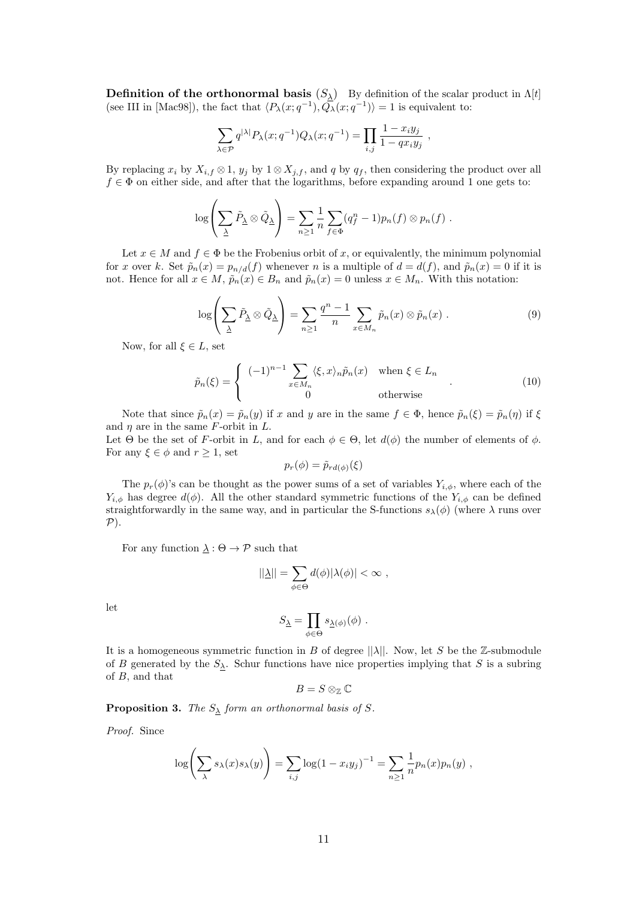**Definition of the orthonormal basis $(S_{\underline{\lambda}})$** By definition of the scalar product in $\Lambda[t]$ (see III in [Mac98]), the fact that $\langle P_\lambda(x;q^{-1}), Q_\lambda(x;q^{-1})\rangle = 1$ is equivalent to:

$$\sum_{\lambda\in\mathcal{P}} q^{|\lambda|} P_\lambda(x;q^{-1}) Q_\lambda(x;q^{-1}) = \prod_{i,j} \frac{1-x_iy_j}{1-qx_iy_j} \ ,$$

By replacing $x_i$ by $X_{i,f}\otimes 1$, $y_j$ by $1\otimes X_{j,f}$, and $q$ by $q_f$, then considering the product over all $f\in\Phi$ on either side, and after that the logarithms, before expanding around 1 one gets to:

$$\log\left(\sum_{\underline{\lambda}} \tilde{P}_{\underline{\lambda}} \otimes \tilde{Q}_{\underline{\lambda}}\right) = \sum_{n\geq 1} \frac{1}{n} \sum_{f\in\Phi} (q_f^n - 1) p_n(f)\otimes p_n(f) \ .$$

Let $x\in M$ and $f\in\Phi$ be the Frobenius orbit of $x$, or equivalently, the minimum polynomial for $x$ over $k$. Set $\tilde{p}_n(x) = p_{n/d}(f)$ whenever $n$ is a multiple of $d = d(f)$, and $\tilde{p}_n(x) = 0$ if it is not. Hence for all $x\in M$, $\tilde{p}_n(x)\in B_n$ and $\tilde{p}_n(x) = 0$ unless $x\in M_n$. With this notation:

$$\log\left(\sum_{\underline{\lambda}} \tilde{P}_{\underline{\lambda}} \otimes \tilde{Q}_{\underline{\lambda}}\right) = \sum_{n\geq 1} \frac{q^n-1}{n} \sum_{x\in M_n} \tilde{p}_n(x)\otimes\tilde{p}_n(x) \ . \tag{9}$$

Now, for all $\xi\in L$, set

$$\tilde{p}_n(\xi) = \begin{cases} (-1)^{n-1} \sum_{x\in M_n} \langle \xi, x\rangle_n \tilde{p}_n(x) & \text{when } \xi\in L_n \\ 0 & \text{otherwise} \end{cases} \ . \tag{10}$$

Note that since $\tilde{p}_n(x) = \tilde{p}_n(y)$ if $x$ and $y$ are in the same $f\in\Phi$, hence $\tilde{p}_n(\xi) = \tilde{p}_n(\eta)$ if $\xi$ and $\eta$ are in the same $F$-orbit in $L$.

Let $\Theta$ be the set of $F$-orbit in $L$, and for each $\phi\in\Theta$, let $d(\phi)$ the number of elements of $\phi$. For any $\xi\in\phi$ and $r\geq 1$, set

$$p_r(\phi) = \tilde{p}_{rd(\phi)}(\xi)$$

The $p_r(\phi)$'s can be thought as the power sums of a set of variables $Y_{i,\phi}$, where each of the $Y_{i,\phi}$ has degree $d(\phi)$. All the other standard symmetric functions of the $Y_{i,\phi}$ can be defined straightforwardly in the same way, and in particular the S-functions $s_\lambda(\phi)$ (where $\lambda$ runs over $\mathcal{P}$).

For any function $\underline{\lambda}:\Theta\to\mathcal{P}$ such that

$$||\underline{\lambda}|| = \sum_{\phi\in\Theta} d(\phi)|\lambda(\phi)| < \infty \ ,$$

let

$$S_{\underline{\lambda}} = \prod_{\phi\in\Theta} s_{\underline{\lambda}(\phi)}(\phi) \ .$$

It is a homogeneous symmetric function in $B$ of degree $||\lambda||$. Now, let $S$ be the $\mathbb{Z}$-submodule of $B$ generated by the $S_{\underline{\lambda}}$. Schur functions have nice properties implying that $S$ is a subring of $B$, and that

$$B = S\otimes_{\mathbb{Z}}\mathbb{C}$$

**Proposition 3.** *The $S_{\underline{\lambda}}$ form an orthonormal basis of $S$.*

*Proof.* Since

$$\log\left(\sum_{\lambda} s_\lambda(x)s_\lambda(y)\right) = \sum_{i,j}\log(1-x_iy_j)^{-1} = \sum_{n\geq 1}\frac{1}{n}p_n(x)p_n(y) \ ,$$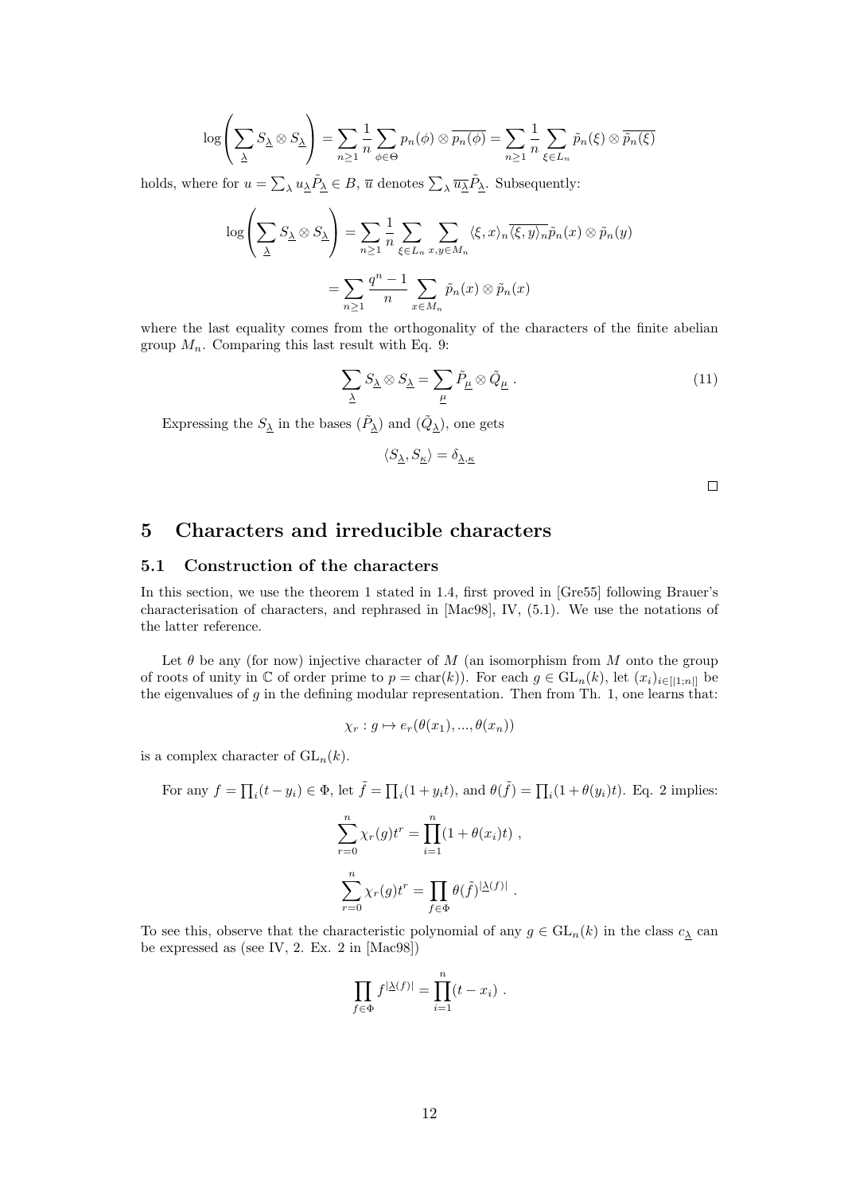$$\log\left(\sum_{\underline{\lambda}} S_{\underline{\lambda}} \otimes S_{\underline{\lambda}}\right) = \sum_{n\geq 1} \frac{1}{n} \sum_{\phi\in\Theta} p_n(\phi) \otimes \overline{p_n(\phi)} = \sum_{n\geq 1} \frac{1}{n} \sum_{\xi\in L_n} \tilde{p}_n(\xi) \otimes \overline{\tilde{p}_n(\xi)}$$

holds, where for $u = \sum_\lambda u_{\underline{\lambda}} \tilde{P}_{\underline{\lambda}} \in B$, $\overline{u}$ denotes $\sum_\lambda \overline{u_{\underline{\lambda}}} \tilde{P}_{\underline{\lambda}}$. Subsequently:

$$\log\left(\sum_{\underline{\lambda}} S_{\underline{\lambda}} \otimes S_{\underline{\lambda}}\right) = \sum_{n\geq 1} \frac{1}{n} \sum_{\xi\in L_n} \sum_{x,y\in M_n} \langle \xi, x\rangle_n \overline{\langle \xi, y\rangle_n} \tilde{p}_n(x) \otimes \tilde{p}_n(y)$$

$$= \sum_{n\geq 1} \frac{q^n - 1}{n} \sum_{x\in M_n} \tilde{p}_n(x) \otimes \tilde{p}_n(x)$$

where the last equality comes from the orthogonality of the characters of the finite abelian group $M_n$. Comparing this last result with Eq. 9:

$$\sum_{\underline{\lambda}} S_{\underline{\lambda}} \otimes S_{\underline{\lambda}} = \sum_{\underline{\mu}} \tilde{P}_{\underline{\mu}} \otimes \tilde{Q}_{\underline{\mu}} \ . \tag{11}$$

Expressing the $S_{\underline{\lambda}}$ in the bases $(\tilde{P}_{\underline{\lambda}})$ and $(\tilde{Q}_{\underline{\lambda}})$, one gets

$$\langle S_{\underline{\lambda}}, S_{\underline{\kappa}}\rangle = \delta_{\underline{\lambda},\underline{\kappa}}$$

□

# 5 Characters and irreducible characters

## 5.1 Construction of the characters

In this section, we use the theorem 1 stated in 1.4, first proved in [Gre55] following Brauer's characterisation of characters, and rephrased in [Mac98], IV, (5.1). We use the notations of the latter reference.

Let $\theta$ be any (for now) injective character of $M$ (an isomorphism from $M$ onto the group of roots of unity in $\mathbb{C}$ of order prime to $p = \text{char}(k)$). For each $g \in \text{GL}_n(k)$, let $(x_i)_{i\in[|1;n|]}$ be the eigenvalues of $g$ in the defining modular representation. Then from Th. 1, one learns that:

$$\chi_r : g \mapsto e_r(\theta(x_1), ..., \theta(x_n))$$

is a complex character of $\text{GL}_n(k)$.

For any $f = \prod_i (t - y_i) \in \Phi$, let $\tilde{f} = \prod_i (1 + y_i t)$, and $\theta(\tilde{f}) = \prod_i (1 + \theta(y_i)t)$. Eq. 2 implies:

$$\sum_{r=0}^{n} \chi_r(g) t^r = \prod_{i=1}^{n} (1 + \theta(x_i)t) \ ,$$

$$\sum_{r=0}^{n} \chi_r(g) t^r = \prod_{f\in\Phi} \theta(\tilde{f})^{|\underline{\lambda}(f)|} \ .$$

To see this, observe that the characteristic polynomial of any $g \in \text{GL}_n(k)$ in the class $c_{\underline{\lambda}}$ can be expressed as (see IV, 2. Ex. 2 in [Mac98])

$$\prod_{f\in\Phi} f^{|\underline{\lambda}(f)|} = \prod_{i=1}^{n} (t - x_i) \ .$$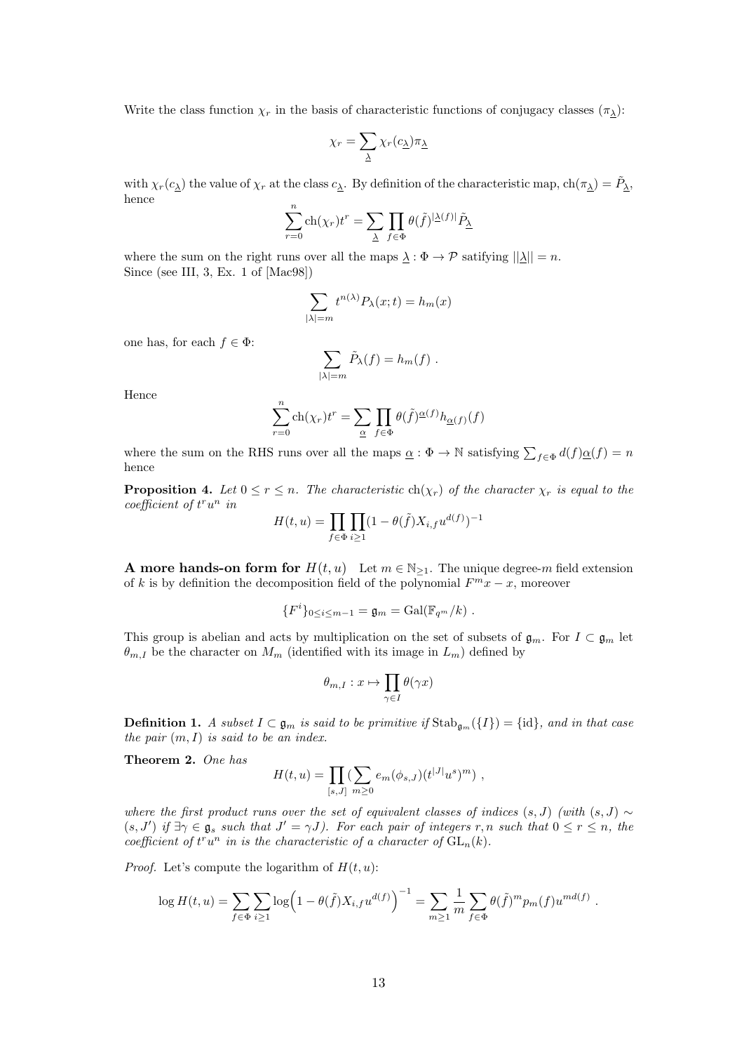Write the class function $\chi_r$ in the basis of characteristic functions of conjugacy classes $(\pi_{\underline{\lambda}})$:

$$\chi_r = \sum_{\underline{\lambda}} \chi_r(c_{\underline{\lambda}})\pi_{\underline{\lambda}}$$

with $\chi_r(c_{\underline{\lambda}})$ the value of $\chi_r$ at the class $c_{\underline{\lambda}}$. By definition of the characteristic map, $\mathrm{ch}(\pi_{\underline{\lambda}}) = \tilde{P}_{\underline{\lambda}}$, hence

$$\sum_{r=0}^{n} \mathrm{ch}(\chi_r)t^r = \sum_{\underline{\lambda}} \prod_{f\in\Phi} \theta(\tilde{f})^{|\underline{\lambda}(f)|}\tilde{P}_{\underline{\lambda}}$$

where the sum on the right runs over all the maps $\underline{\lambda} : \Phi \to \mathcal{P}$ satisfying $||\underline{\lambda}|| = n$.
Since (see III, 3, Ex. 1 of [Mac98])

$$\sum_{|\lambda|=m} t^{n(\lambda)}P_\lambda(x;t) = h_m(x)$$

one has, for each $f \in \Phi$:

$$\sum_{|\lambda|=m} \tilde{P}_\lambda(f) = h_m(f) \ .$$

Hence

$$\sum_{r=0}^{n} \mathrm{ch}(\chi_r)t^r = \sum_{\underline{\alpha}} \prod_{f\in\Phi} \theta(\tilde{f})^{\underline{\alpha}(f)} h_{\underline{\alpha}(f)}(f)$$

where the sum on the RHS runs over all the maps $\underline{\alpha} : \Phi \to \mathbb{N}$ satisfying $\sum_{f\in\Phi} d(f)\underline{\alpha}(f) = n$ hence

**Proposition 4.** *Let $0 \leq r \leq n$. The characteristic $\mathrm{ch}(\chi_r)$ of the character $\chi_r$ is equal to the coefficient of $t^r u^n$ in*

$$H(t,u) = \prod_{f\in\Phi}\prod_{i\geq 1}(1 - \theta(\tilde{f})X_{i,f}u^{d(f)})^{-1}$$

**A more hands-on form for $H(t,u)$** Let $m \in \mathbb{N}_{\geq 1}$. The unique degree-$m$ field extension of $k$ is by definition the decomposition field of the polynomial $F^m x - x$, moreover

$$\{F^i\}_{0\leq i\leq m-1} = \mathfrak{g}_m = \mathrm{Gal}(\mathbb{F}_{q^m}/k) \ .$$

This group is abelian and acts by multiplication on the set of subsets of $\mathfrak{g}_m$. For $I \subset \mathfrak{g}_m$ let $\theta_{m,I}$ be the character on $M_m$ (identified with its image in $L_m$) defined by

$$\theta_{m,I} : x \mapsto \prod_{\gamma\in I} \theta(\gamma x)$$

**Definition 1.** *A subset $I \subset \mathfrak{g}_m$ is said to be primitive if $\mathrm{Stab}_{\mathfrak{g}_m}(\{I\}) = \{\mathrm{id}\}$, and in that case the pair $(m,I)$ is said to be an index.*

**Theorem 2.** *One has*

$$H(t,u) = \prod_{[s,J]} (\sum_{m\geq 0} e_m(\phi_{s,J})(t^{|J|}u^s)^m) \ ,$$

*where the first product runs over the set of equivalent classes of indices $(s,J)$ (with $(s,J) \sim (s,J')$ if $\exists \gamma \in \mathfrak{g}_s$ such that $J' = \gamma J$). For each pair of integers $r,n$ such that $0 \leq r \leq n$, the coefficient of $t^r u^n$ in is the characteristic of a character of $\mathrm{GL}_n(k)$.*

*Proof.* Let's compute the logarithm of $H(t,u)$:

$$\log H(t,u) = \sum_{f\in\Phi}\sum_{i\geq 1} \log\Big(1 - \theta(\tilde{f})X_{i,f}u^{d(f)}\Big)^{-1} = \sum_{m\geq 1}\frac{1}{m}\sum_{f\in\Phi}\theta(\tilde{f})^m p_m(f)u^{md(f)} \ .$$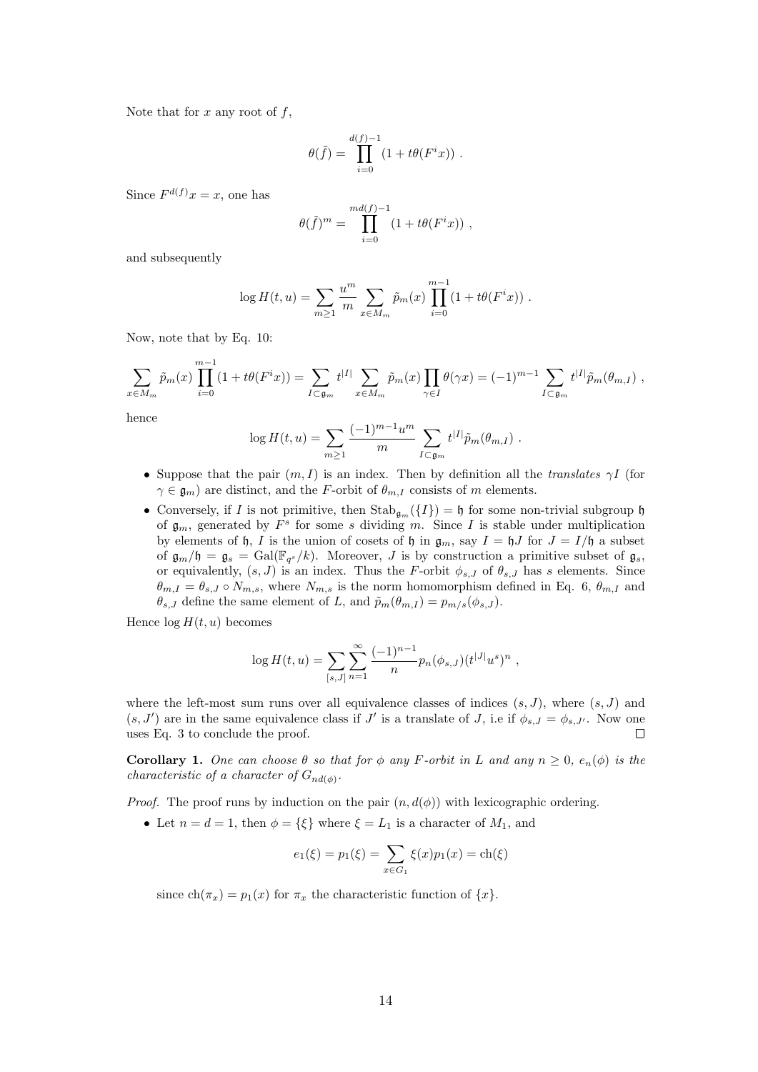Note that for $x$ any root of $f$,

$$\theta(\tilde{f}) = \prod_{i=0}^{d(f)-1} \left(1 + t\theta(F^i x)\right) .$$

Since $F^{d(f)}x = x$, one has

$$\theta(\tilde{f})^m = \prod_{i=0}^{md(f)-1} \left(1 + t\theta(F^i x)\right) ,$$

and subsequently

$$\log H(t,u) = \sum_{m\geq 1} \frac{u^m}{m} \sum_{x\in M_m} \tilde{p}_m(x) \prod_{i=0}^{m-1} (1 + t\theta(F^i x)) .$$

Now, note that by Eq. 10:

$$\sum_{x\in M_m} \tilde{p}_m(x) \prod_{i=0}^{m-1} (1 + t\theta(F^i x)) = \sum_{I\subset \mathfrak{g}_m} t^{|I|} \sum_{x\in M_m} \tilde{p}_m(x) \prod_{\gamma\in I} \theta(\gamma x) = (-1)^{m-1} \sum_{I\subset \mathfrak{g}_m} t^{|I|} \tilde{p}_m(\theta_{m,I}) ,$$

hence

$$\log H(t,u) = \sum_{m\geq 1} \frac{(-1)^{m-1}u^m}{m} \sum_{I\subset \mathfrak{g}_m} t^{|I|} \tilde{p}_m(\theta_{m,I}) .$$

- Suppose that the pair $(m, I)$ is an index. Then by definition all the *translates* $\gamma I$ (for $\gamma \in \mathfrak{g}_m$) are distinct, and the $F$-orbit of $\theta_{m,I}$ consists of $m$ elements.
- Conversely, if $I$ is not primitive, then $\mathrm{Stab}_{\mathfrak{g}_m}(\{I\}) = \mathfrak{h}$ for some non-trivial subgroup $\mathfrak{h}$ of $\mathfrak{g}_m$, generated by $F^s$ for some $s$ dividing $m$. Since $I$ is stable under multiplication by elements of $\mathfrak{h}$, $I$ is the union of cosets of $\mathfrak{h}$ in $\mathfrak{g}_m$, say $I = \mathfrak{h}J$ for $J = I/\mathfrak{h}$ a subset of $\mathfrak{g}_m/\mathfrak{h} = \mathfrak{g}_s = \mathrm{Gal}(\mathbb{F}_{q^s}/k)$. Moreover, $J$ is by construction a primitive subset of $\mathfrak{g}_s$, or equivalently, $(s, J)$ is an index. Thus the $F$-orbit $\phi_{s,J}$ of $\theta_{s,J}$ has $s$ elements. Since $\theta_{m,I} = \theta_{s,J} \circ N_{m,s}$, where $N_{m,s}$ is the norm homomorphism defined in Eq. 6, $\theta_{m,I}$ and $\theta_{s,J}$ define the same element of $L$, and $\tilde{p}_m(\theta_{m,I}) = p_{m/s}(\phi_{s,J})$.

Hence $\log H(t,u)$ becomes

$$\log H(t,u) = \sum_{[s,J]} \sum_{n=1}^{\infty} \frac{(-1)^{n-1}}{n} p_n(\phi_{s,J}) (t^{|J|}u^s)^n ,$$

where the left-most sum runs over all equivalence classes of indices $(s, J)$, where $(s, J)$ and $(s, J')$ are in the same equivalence class if $J'$ is a translate of $J$, i.e if $\phi_{s,J} = \phi_{s,J'}$. Now one uses Eq. 3 to conclude the proof. ∎

**Corollary 1.** *One can choose $\theta$ so that for $\phi$ any $F$-orbit in $L$ and any $n \geq 0$, $e_n(\phi)$ is the characteristic of a character of $G_{nd(\phi)}$.*

*Proof.* The proof runs by induction on the pair $(n, d(\phi))$ with lexicographic ordering.

- Let $n = d = 1$, then $\phi = \{\xi\}$ where $\xi = L_1$ is a character of $M_1$, and

$$e_1(\xi) = p_1(\xi) = \sum_{x\in G_1} \xi(x) p_1(x) = \mathrm{ch}(\xi)$$

since $\mathrm{ch}(\pi_x) = p_1(x)$ for $\pi_x$ the characteristic function of $\{x\}$.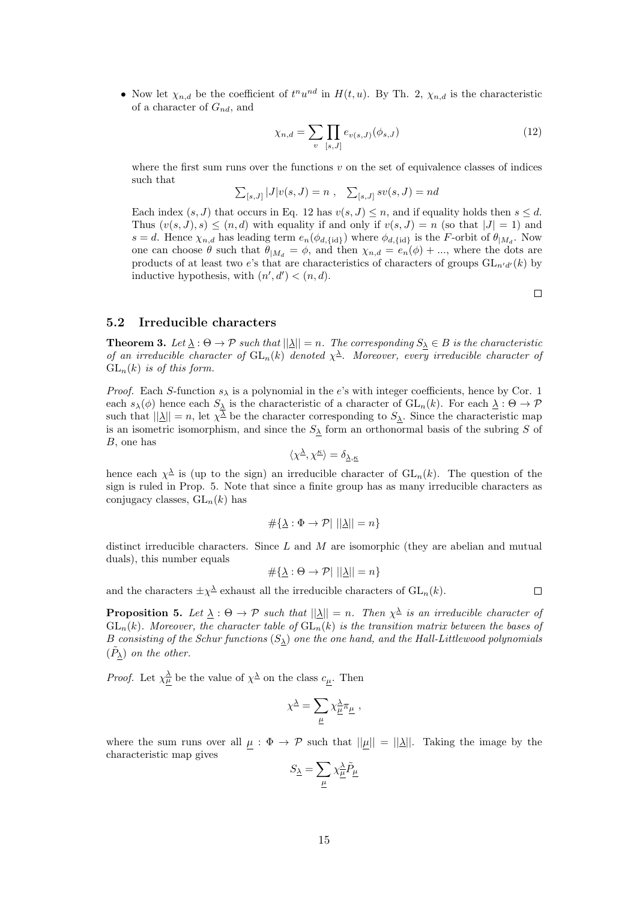- Now let $\chi_{n,d}$ be the coefficient of $t^n u^{nd}$ in $H(t,u)$. By Th. 2, $\chi_{n,d}$ is the characteristic of a character of $G_{nd}$, and

$$\chi_{n,d} = \sum_v \prod_{[s,J]} e_{v(s,J)}(\phi_{s,J}) \tag{12}$$

where the first sum runs over the functions $v$ on the set of equivalence classes of indices such that

$$\textstyle\sum_{[s,J]} |J| v(s,J) = n \ , \quad \sum_{[s,J]} s v(s,J) = nd$$

Each index $(s,J)$ that occurs in Eq. 12 has $v(s,J) \leq n$, and if equality holds then $s \leq d$. Thus $(v(s,J), s) \leq (n,d)$ with equality if and only if $v(s,J) = n$ (so that $|J| = 1$) and $s = d$. Hence $\chi_{n,d}$ has leading term $e_n(\phi_{d,\{\text{id}\}})$ where $\phi_{d,\{\text{id}\}}$ is the $F$-orbit of $\theta_{|M_d}$. Now one can choose $\theta$ such that $\theta_{|M_d} = \phi$, and then $\chi_{n,d} = e_n(\phi) + ...$, where the dots are products of at least two $e$'s that are characteristics of characters of groups $\mathrm{GL}_{n'd'}(k)$ by inductive hypothesis, with $(n',d') < (n,d)$.

□

## 5.2 Irreducible characters

**Theorem 3.** *Let $\underline{\lambda} : \Theta \to \mathcal{P}$ such that $||\underline{\lambda}|| = n$. The corresponding $S_{\underline{\lambda}} \in B$ is the characteristic of an irreducible character of $\mathrm{GL}_n(k)$ denoted $\chi^{\underline{\lambda}}$. Moreover, every irreducible character of $\mathrm{GL}_n(k)$ is of this form.*

*Proof.* Each $S$-function $s_\lambda$ is a polynomial in the $e$'s with integer coefficients, hence by Cor. 1 each $s_\lambda(\phi)$ hence each $S_{\underline{\lambda}}$ is the characteristic of a character of $\mathrm{GL}_n(k)$. For each $\underline{\lambda} : \Theta \to \mathcal{P}$ such that $||\underline{\lambda}|| = n$, let $\chi^{\underline{\lambda}}$ be the character corresponding to $S_{\underline{\lambda}}$. Since the characteristic map is an isometric isomorphism, and since the $S_{\underline{\lambda}}$ form an orthonormal basis of the subring $S$ of $B$, one has

$$\langle \chi^{\underline{\lambda}}, \chi^{\underline{\kappa}} \rangle = \delta_{\underline{\lambda},\underline{\kappa}}$$

hence each $\chi^{\underline{\lambda}}$ is (up to the sign) an irreducible character of $\mathrm{GL}_n(k)$. The question of the sign is ruled in Prop. 5. Note that since a finite group has as many irreducible characters as conjugacy classes, $\mathrm{GL}_n(k)$ has

$$\#\{\underline{\lambda} : \Phi \to \mathcal{P} | \ ||\underline{\lambda}|| = n\}$$

distinct irreducible characters. Since $L$ and $M$ are isomorphic (they are abelian and mutual duals), this number equals

$$\#\{\underline{\lambda} : \Theta \to \mathcal{P} | \ ||\underline{\lambda}|| = n\}$$

and the characters $\pm\chi^{\underline{\lambda}}$ exhaust all the irreducible characters of $\mathrm{GL}_n(k)$. □

**Proposition 5.** *Let $\underline{\lambda} : \Theta \to \mathcal{P}$ such that $||\underline{\lambda}|| = n$. Then $\chi^{\underline{\lambda}}$ is an irreducible character of $\mathrm{GL}_n(k)$. Moreover, the character table of $\mathrm{GL}_n(k)$ is the transition matrix between the bases of $B$ consisting of the Schur functions $(S_{\underline{\lambda}})$ one the one hand, and the Hall-Littlewood polynomials $(\tilde{P}_{\underline{\lambda}})$ on the other.*

*Proof.* Let $\chi^{\underline{\lambda}}_{\underline{\mu}}$ be the value of $\chi^{\underline{\lambda}}$ on the class $c_{\underline{\mu}}$. Then

$$\chi^{\underline{\lambda}} = \sum_{\underline{\mu}} \chi^{\underline{\lambda}}_{\underline{\mu}} \pi_{\underline{\mu}} \ ,$$

where the sum runs over all $\underline{\mu} : \Phi \to \mathcal{P}$ such that $||\underline{\mu}|| = ||\underline{\lambda}||$. Taking the image by the characteristic map gives

$$S_{\underline{\lambda}} = \sum_{\underline{\mu}} \chi^{\underline{\lambda}}_{\underline{\mu}} \tilde{P}_{\underline{\mu}}$$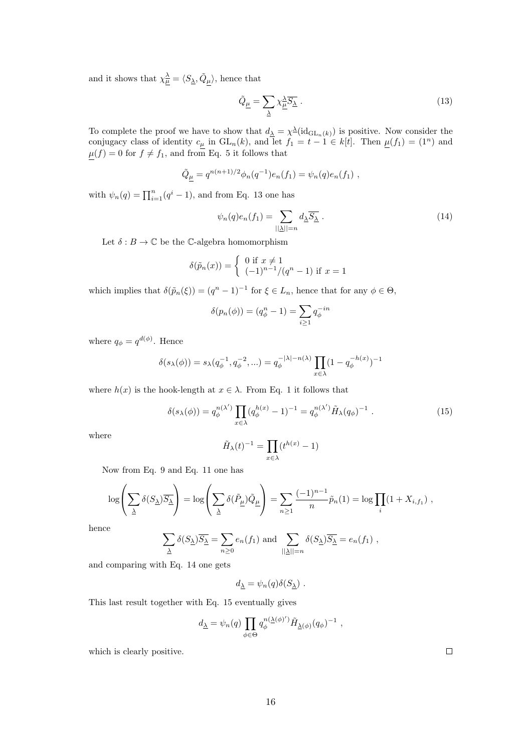and it shows that $\chi^{\underline{\lambda}}_{\underline{\mu}} = \langle S_{\underline{\lambda}}, \tilde{Q}_{\underline{\mu}} \rangle$, hence that

$$\tilde{Q}_{\underline{\mu}} = \sum_{\underline{\lambda}} \chi^{\underline{\lambda}}_{\underline{\mu}} \overline{S_{\underline{\lambda}}} \ . \tag{13}$$

To complete the proof we have to show that $d_{\underline{\lambda}} = \chi^{\underline{\lambda}}(\mathrm{id}_{\mathrm{GL}_n(k)})$ is positive. Now consider the conjugacy class of identity $c_{\underline{\mu}}$ in $\mathrm{GL}_n(k)$, and let $f_1 = t - 1 \in k[t]$. Then $\underline{\mu}(f_1) = (1^n)$ and $\underline{\mu}(f) = 0$ for $f \neq f_1$, and from Eq. 5 it follows that

$$\tilde{Q}_{\underline{\mu}} = q^{n(n+1)/2} \phi_n(q^{-1}) e_n(f_1) = \psi_n(q) e_n(f_1) \ ,$$

with $\psi_n(q) = \prod_{i=1}^n (q^i - 1)$, and from Eq. 13 one has

$$\psi_n(q) e_n(f_1) = \sum_{||\underline{\lambda}||=n} d_{\underline{\lambda}} \overline{S_{\underline{\lambda}}} \ . \tag{14}$$

Let $\delta : B \to \mathbb{C}$ be the $\mathbb{C}$-algebra homomorphism

$$\delta(\tilde{p}_n(x)) = \begin{cases} 0 \text{ if } x \neq 1 \\ (-1)^{n-1}/(q^n - 1) \text{ if } x = 1 \end{cases}$$

which implies that $\delta(\tilde{p}_n(\xi)) = (q^n - 1)^{-1}$ for $\xi \in L_n$, hence that for any $\phi \in \Theta$,

$$\delta(p_n(\phi)) = (q_\phi^n - 1) = \sum_{i \geq 1} q_\phi^{-in}$$

where $q_\phi = q^{d(\phi)}$. Hence

$$\delta(s_\lambda(\phi)) = s_\lambda(q_\phi^{-1}, q_\phi^{-2}, ...) = q_\phi^{-|\lambda| - n(\lambda)} \prod_{x \in \lambda} (1 - q_\phi^{-h(x)})^{-1}$$

where $h(x)$ is the hook-length at $x \in \lambda$. From Eq. 1 it follows that

$$\delta(s_\lambda(\phi)) = q_\phi^{n(\lambda')} \prod_{x \in \lambda} (q_\phi^{h(x)} - 1)^{-1} = q_\phi^{n(\lambda')} \tilde{H}_\lambda(q_\phi)^{-1} \ . \tag{15}$$

where

$$\tilde{H}_\lambda(t)^{-1} = \prod_{x \in \lambda} (t^{h(x)} - 1)$$

Now from Eq. 9 and Eq. 11 one has

$$\log\left( \sum_{\underline{\lambda}} \delta(S_{\underline{\lambda}}) \overline{S_{\underline{\lambda}}} \right) = \log\left( \sum_{\underline{\lambda}} \delta(\tilde{P}_{\underline{\mu}}) \tilde{Q}_{\underline{\mu}} \right) = \sum_{n \geq 1} \frac{(-1)^{n-1}}{n} \tilde{p}_n(1) = \log \prod_i (1 + X_{i,f_1}) \ ,$$

hence

$$\sum_{\underline{\lambda}} \delta(S_{\underline{\lambda}}) \overline{S_{\underline{\lambda}}} = \sum_{n \geq 0} e_n(f_1) \text{ and } \sum_{||\underline{\lambda}||=n} \delta(S_{\underline{\lambda}}) \overline{S_{\underline{\lambda}}} = e_n(f_1) \ ,$$

and comparing with Eq. 14 one gets

$$d_{\underline{\lambda}} = \psi_n(q) \delta(S_{\underline{\lambda}}) \ .$$

This last result together with Eq. 15 eventually gives

$$d_{\underline{\lambda}} = \psi_n(q) \prod_{\phi \in \Theta} q_\phi^{n(\underline{\lambda}(\phi)')} \tilde{H}_{\underline{\lambda}(\phi)}(q_\phi)^{-1} \ ,$$

which is clearly positive. $\square$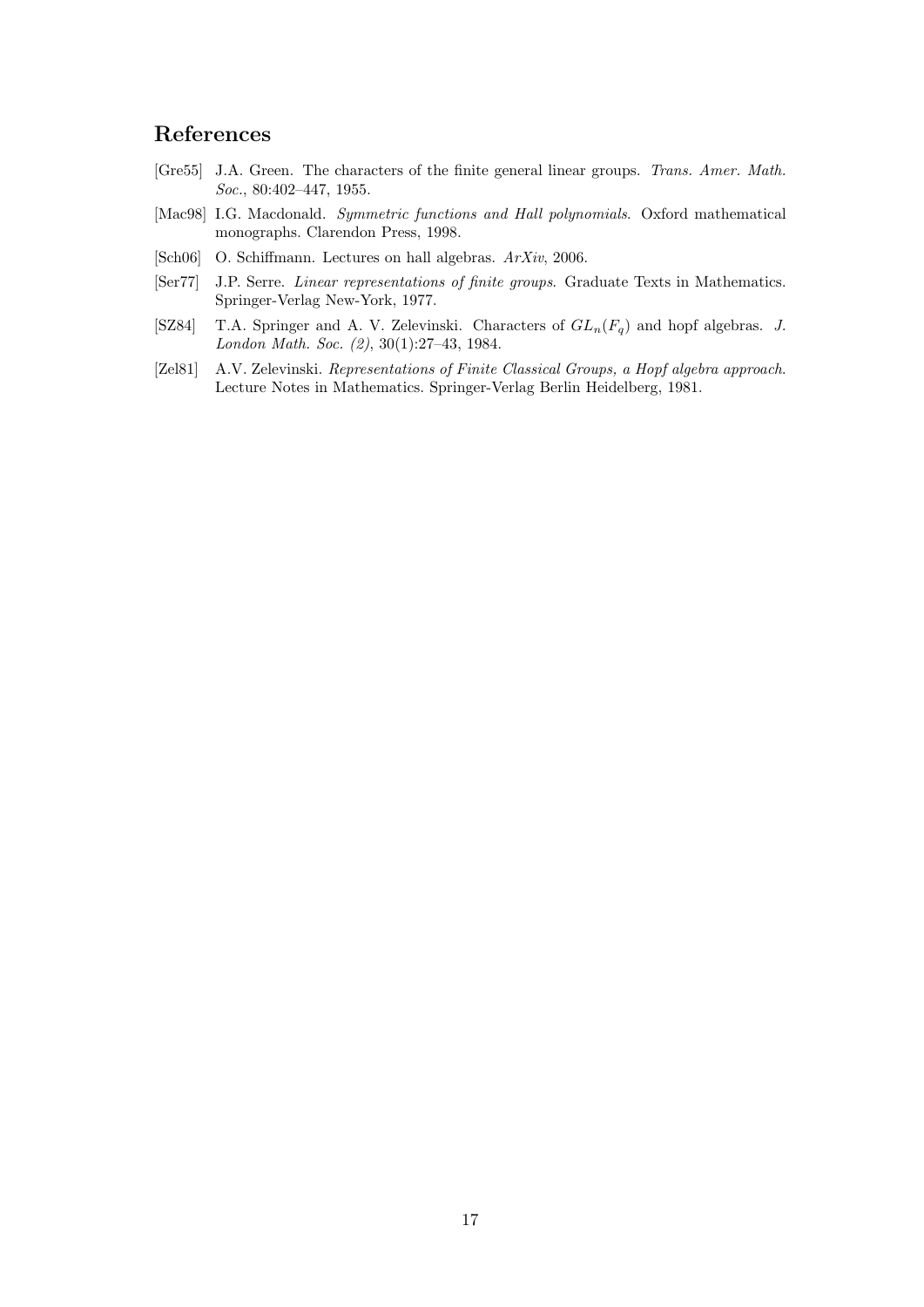## References

[Gre55] J.A. Green. The characters of the finite general linear groups. *Trans. Amer. Math. Soc.*, 80:402–447, 1955.

[Mac98] I.G. Macdonald. *Symmetric functions and Hall polynomials*. Oxford mathematical monographs. Clarendon Press, 1998.

[Sch06] O. Schiffmann. Lectures on hall algebras. *ArXiv*, 2006.

[Ser77] J.P. Serre. *Linear representations of finite groups*. Graduate Texts in Mathematics. Springer-Verlag New-York, 1977.

[SZ84] T.A. Springer and A. V. Zelevinski. Characters of $GL_n(F_q)$ and hopf algebras. *J. London Math. Soc. (2)*, 30(1):27–43, 1984.

[Zel81] A.V. Zelevinski. *Representations of Finite Classical Groups, a Hopf algebra approach*. Lecture Notes in Mathematics. Springer-Verlag Berlin Heidelberg, 1981.